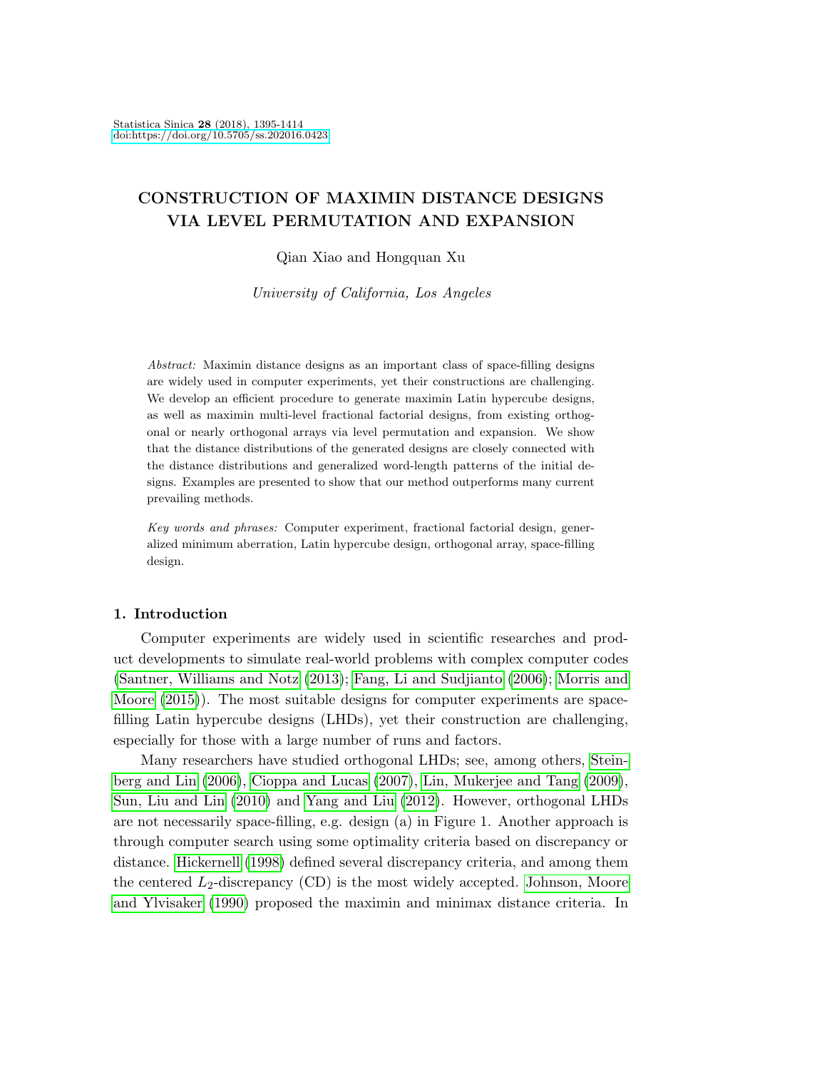# CONSTRUCTION OF MAXIMIN DISTANCE DESIGNS VIA LEVEL PERMUTATION AND EXPANSION

Qian Xiao and Hongquan Xu

*University of California, Los Angeles*

*Abstract:* Maximin distance designs as an important class of space-filling designs are widely used in computer experiments, yet their constructions are challenging. We develop an efficient procedure to generate maximin Latin hypercube designs, as well as maximin multi-level fractional factorial designs, from existing orthogonal or nearly orthogonal arrays via level permutation and expansion. We show that the distance distributions of the generated designs are closely connected with the distance distributions and generalized word-length patterns of the initial designs. Examples are presented to show that our method outperforms many current prevailing methods.

*Key words and phrases:* Computer experiment, fractional factorial design, generalized minimum aberration, Latin hypercube design, orthogonal array, space-filling design.

## 1. Introduction

Computer experiments are widely used in scientific researches and product developments to simulate real-world problems with complex computer codes (Santner, Williams and Notz (2013); Fang, Li and Sudjianto (2006); Morris and Moore (2015)). The most suitable designs for computer experiments are space-filling Latin hypercube designs (LHDs), yet their construction are challenging, especially for those with a large number of runs and factors.

Many researchers have studied orthogonal LHDs; see, among others, Steinberg and Lin (2006), Cioppa and Lucas (2007), Lin, Mukerjee and Tang (2009), Sun, Liu and Lin (2010) and Yang and Liu (2012). However, orthogonal LHDs are not necessarily space-filling, e.g. design (a) in Figure 1. Another approach is through computer search using some optimality criteria based on discrepancy or distance. Hickernell (1998) defined several discrepancy criteria, and among them the centered $L_2$-discrepancy (CD) is the most widely accepted. Johnson, Moore and Ylvisaker (1990) proposed the maximin and minimax distance criteria. In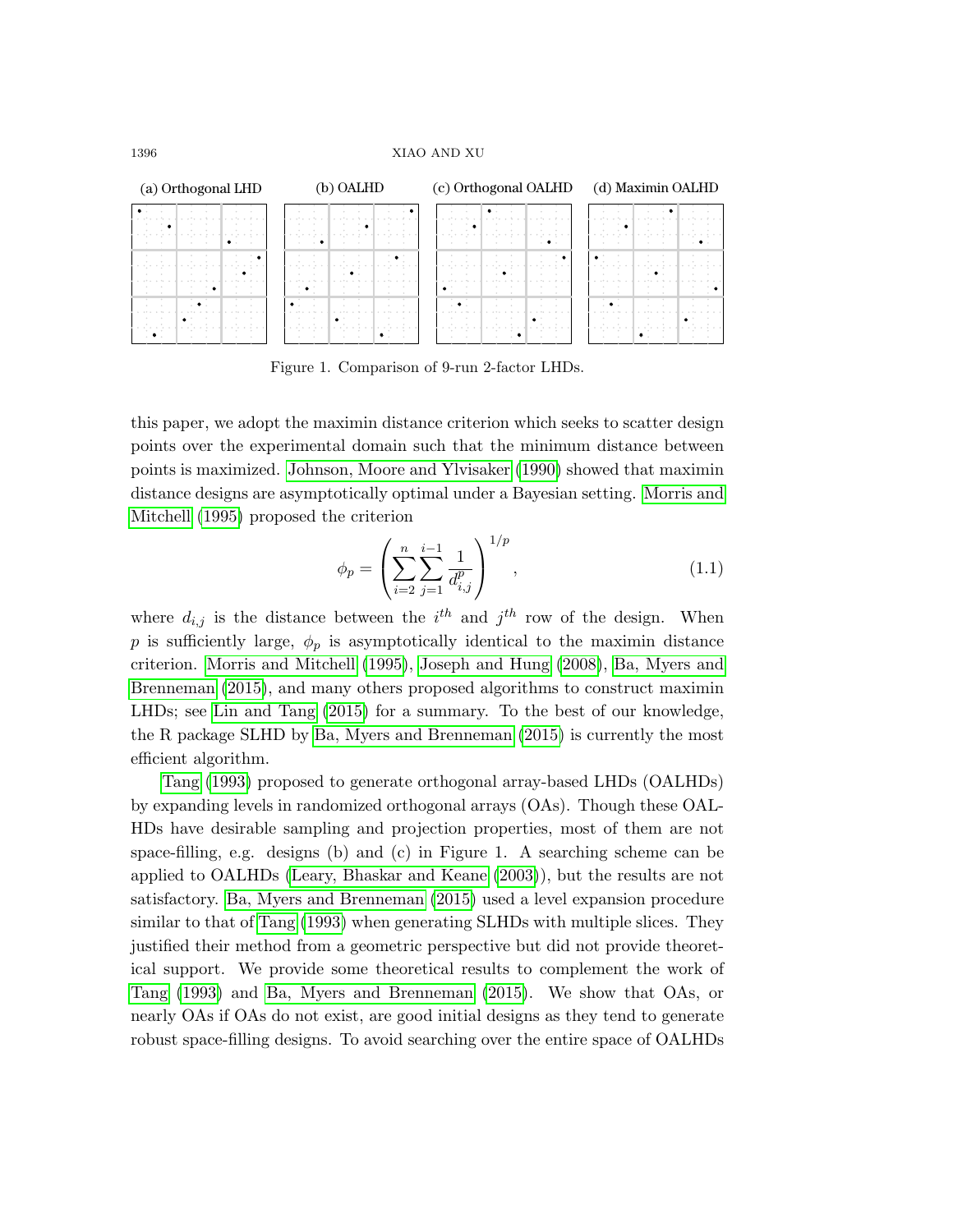(a) Orthogonal LHD (b) OALHD (c) Orthogonal OALHD (d) Maximin OALHD

Figure 1. Comparison of 9-run 2-factor LHDs.

this paper, we adopt the maximin distance criterion which seeks to scatter design points over the experimental domain such that the minimum distance between points is maximized. Johnson, Moore and Ylvisaker (1990) showed that maximin distance designs are asymptotically optimal under a Bayesian setting. Morris and Mitchell (1995) proposed the criterion

$$\phi_p = \left( \sum_{i=2}^{n} \sum_{j=1}^{i-1} \frac{1}{d_{i,j}^p} \right)^{1/p}, \tag{1.1}$$

where $d_{i,j}$ is the distance between the $i^{th}$ and $j^{th}$ row of the design. When $p$ is sufficiently large, $\phi_p$ is asymptotically identical to the maximin distance criterion. Morris and Mitchell (1995), Joseph and Hung (2008), Ba, Myers and Brenneman (2015), and many others proposed algorithms to construct maximin LHDs; see Lin and Tang (2015) for a summary. To the best of our knowledge, the R package SLHD by Ba, Myers and Brenneman (2015) is currently the most efficient algorithm.

Tang (1993) proposed to generate orthogonal array-based LHDs (OALHDs) by expanding levels in randomized orthogonal arrays (OAs). Though these OALHDs have desirable sampling and projection properties, most of them are not space-filling, e.g. designs (b) and (c) in Figure 1. A searching scheme can be applied to OALHDs (Leary, Bhaskar and Keane (2003)), but the results are not satisfactory. Ba, Myers and Brenneman (2015) used a level expansion procedure similar to that of Tang (1993) when generating SLHDs with multiple slices. They justified their method from a geometric perspective but did not provide theoretical support. We provide some theoretical results to complement the work of Tang (1993) and Ba, Myers and Brenneman (2015). We show that OAs, or nearly OAs if OAs do not exist, are good initial designs as they tend to generate robust space-filling designs. To avoid searching over the entire space of OALHDs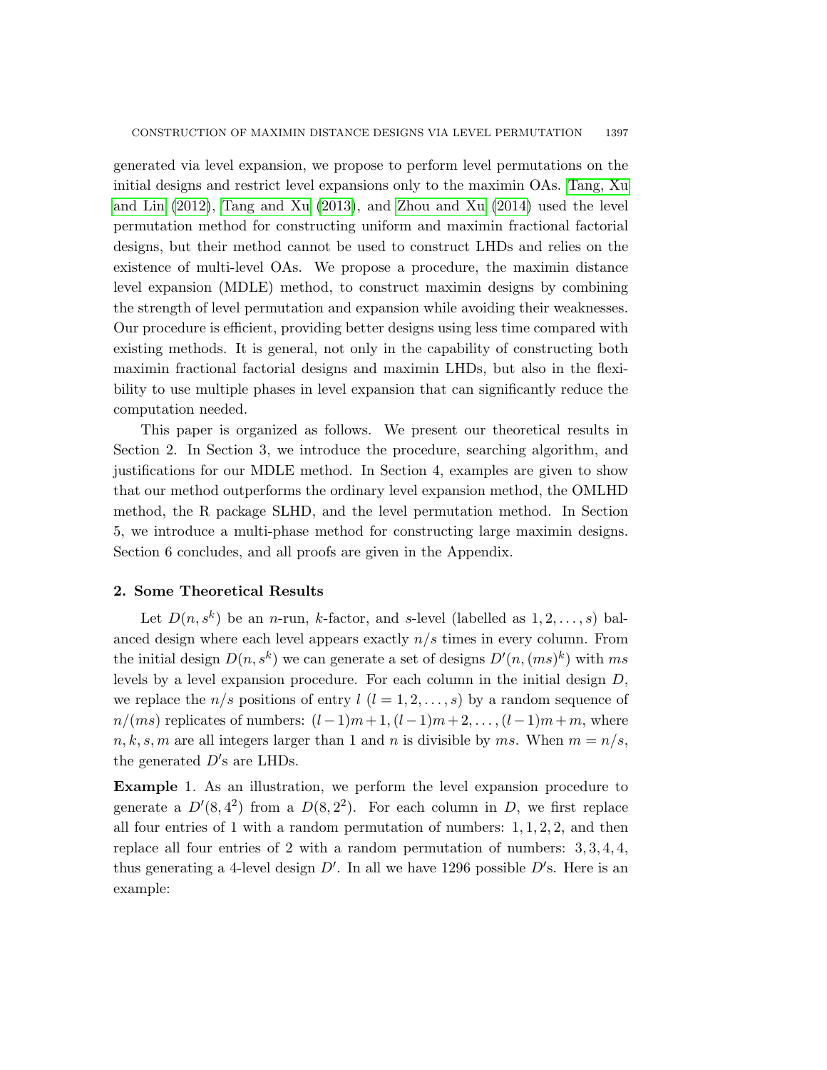generated via level expansion, we propose to perform level permutations on the initial designs and restrict level expansions only to the maximin OAs. Tang, Xu and Lin (2012), Tang and Xu (2013), and Zhou and Xu (2014) used the level permutation method for constructing uniform and maximin fractional factorial designs, but their method cannot be used to construct LHDs and relies on the existence of multi-level OAs. We propose a procedure, the maximin distance level expansion (MDLE) method, to construct maximin designs by combining the strength of level permutation and expansion while avoiding their weaknesses. Our procedure is efficient, providing better designs using less time compared with existing methods. It is general, not only in the capability of constructing both maximin fractional factorial designs and maximin LHDs, but also in the flexibility to use multiple phases in level expansion that can significantly reduce the computation needed.

This paper is organized as follows. We present our theoretical results in Section 2. In Section 3, we introduce the procedure, searching algorithm, and justifications for our MDLE method. In Section 4, examples are given to show that our method outperforms the ordinary level expansion method, the OMLHD method, the R package SLHD, and the level permutation method. In Section 5, we introduce a multi-phase method for constructing large maximin designs. Section 6 concludes, and all proofs are given in the Appendix.

## 2. Some Theoretical Results

Let $D(n, s^k)$ be an $n$-run, $k$-factor, and $s$-level (labelled as $1, 2, \ldots, s$) balanced design where each level appears exactly $n/s$ times in every column. From the initial design $D(n, s^k)$ we can generate a set of designs $D'(n, (ms)^k)$ with $ms$ levels by a level expansion procedure. For each column in the initial design $D$, we replace the $n/s$ positions of entry $l$ $(l = 1, 2, \ldots, s)$ by a random sequence of $n/(ms)$ replicates of numbers: $(l-1)m+1, (l-1)m+2, \ldots, (l-1)m+m$, where $n, k, s, m$ are all integers larger than 1 and $n$ is divisible by $ms$. When $m = n/s$, the generated $D'$s are LHDs.

**Example** 1. As an illustration, we perform the level expansion procedure to generate a $D'(8, 4^2)$ from a $D(8, 2^2)$. For each column in $D$, we first replace all four entries of 1 with a random permutation of numbers: $1, 1, 2, 2$, and then replace all four entries of 2 with a random permutation of numbers: $3, 3, 4, 4$, thus generating a 4-level design $D'$. In all we have 1296 possible $D'$s. Here is an example: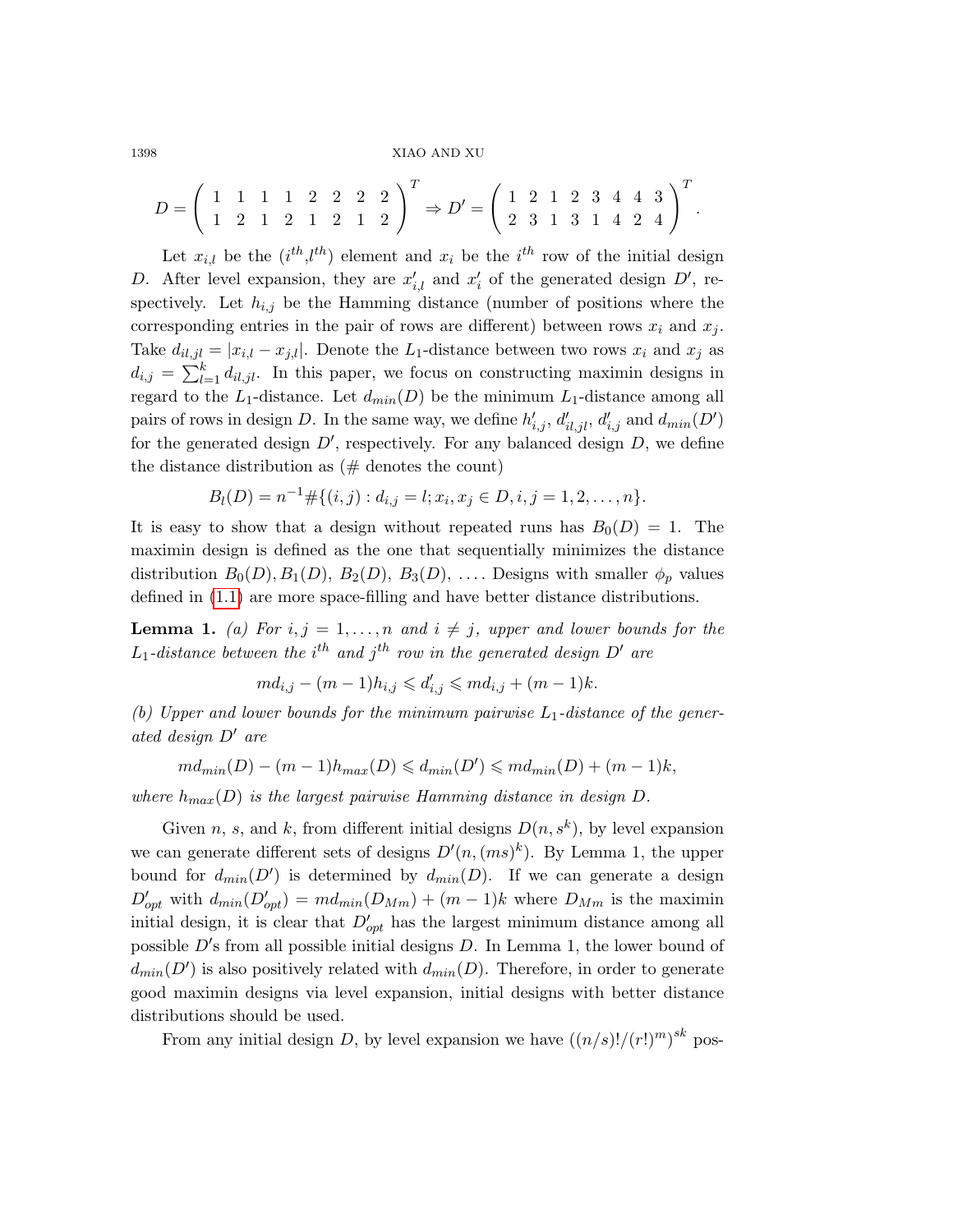$$D = \begin{pmatrix} 1 & 1 & 1 & 1 & 2 & 2 & 2 & 2 \\ 1 & 2 & 1 & 2 & 1 & 2 & 1 & 2 \end{pmatrix}^T \Rightarrow D' = \begin{pmatrix} 1 & 2 & 1 & 2 & 3 & 4 & 4 & 3 \\ 2 & 3 & 1 & 3 & 1 & 4 & 2 & 4 \end{pmatrix}^T.$$

Let $x_{i,l}$ be the ($i^{th}$,$l^{th}$) element and $x_i$ be the $i^{th}$ row of the initial design $D$. After level expansion, they are $x'_{i,l}$ and $x'_i$ of the generated design $D'$, respectively. Let $h_{i,j}$ be the Hamming distance (number of positions where the corresponding entries in the pair of rows are different) between rows $x_i$ and $x_j$. Take $d_{il,jl} = |x_{i,l} - x_{j,l}|$. Denote the $L_1$-distance between two rows $x_i$ and $x_j$ as $d_{i,j} = \sum_{l=1}^{k} d_{il,jl}$. In this paper, we focus on constructing maximin designs in regard to the $L_1$-distance. Let $d_{min}(D)$ be the minimum $L_1$-distance among all pairs of rows in design $D$. In the same way, we define $h'_{i,j}$, $d'_{il,jl}$, $d'_{i,j}$ and $d_{min}(D')$ for the generated design $D'$, respectively. For any balanced design $D$, we define the distance distribution as (# denotes the count)

$$B_l(D) = n^{-1}\#\{(i,j) : d_{i,j} = l; x_i, x_j \in D, i, j = 1, 2, \ldots, n\}.$$

It is easy to show that a design without repeated runs has $B_0(D) = 1$. The maximin design is defined as the one that sequentially minimizes the distance distribution $B_0(D), B_1(D), B_2(D), B_3(D), \ldots$. Designs with smaller $\phi_p$ values defined in (1.1) are more space-filling and have better distance distributions.

**Lemma 1.** *(a) For $i, j = 1, \ldots, n$ and $i \neq j$, upper and lower bounds for the $L_1$-distance between the $i^{th}$ and $j^{th}$ row in the generated design $D'$ are*

$$md_{i,j} - (m-1)h_{i,j} \leqslant d'_{i,j} \leqslant md_{i,j} + (m-1)k.$$

*(b) Upper and lower bounds for the minimum pairwise $L_1$-distance of the generated design $D'$ are*

$$md_{min}(D) - (m-1)h_{max}(D) \leqslant d_{min}(D') \leqslant md_{min}(D) + (m-1)k,$$

*where $h_{max}(D)$ is the largest pairwise Hamming distance in design $D$.*

Given $n$, $s$, and $k$, from different initial designs $D(n, s^k)$, by level expansion we can generate different sets of designs $D'(n, (ms)^k)$. By Lemma 1, the upper bound for $d_{min}(D')$ is determined by $d_{min}(D)$. If we can generate a design $D'_{opt}$ with $d_{min}(D'_{opt}) = md_{min}(D_{Mm}) + (m-1)k$ where $D_{Mm}$ is the maximin initial design, it is clear that $D'_{opt}$ has the largest minimum distance among all possible $D'$s from all possible initial designs $D$. In Lemma 1, the lower bound of $d_{min}(D')$ is also positively related with $d_{min}(D)$. Therefore, in order to generate good maximin designs via level expansion, initial designs with better distance distributions should be used.

From any initial design $D$, by level expansion we have $((n/s)!/(r!)^m)^{sk}$ pos-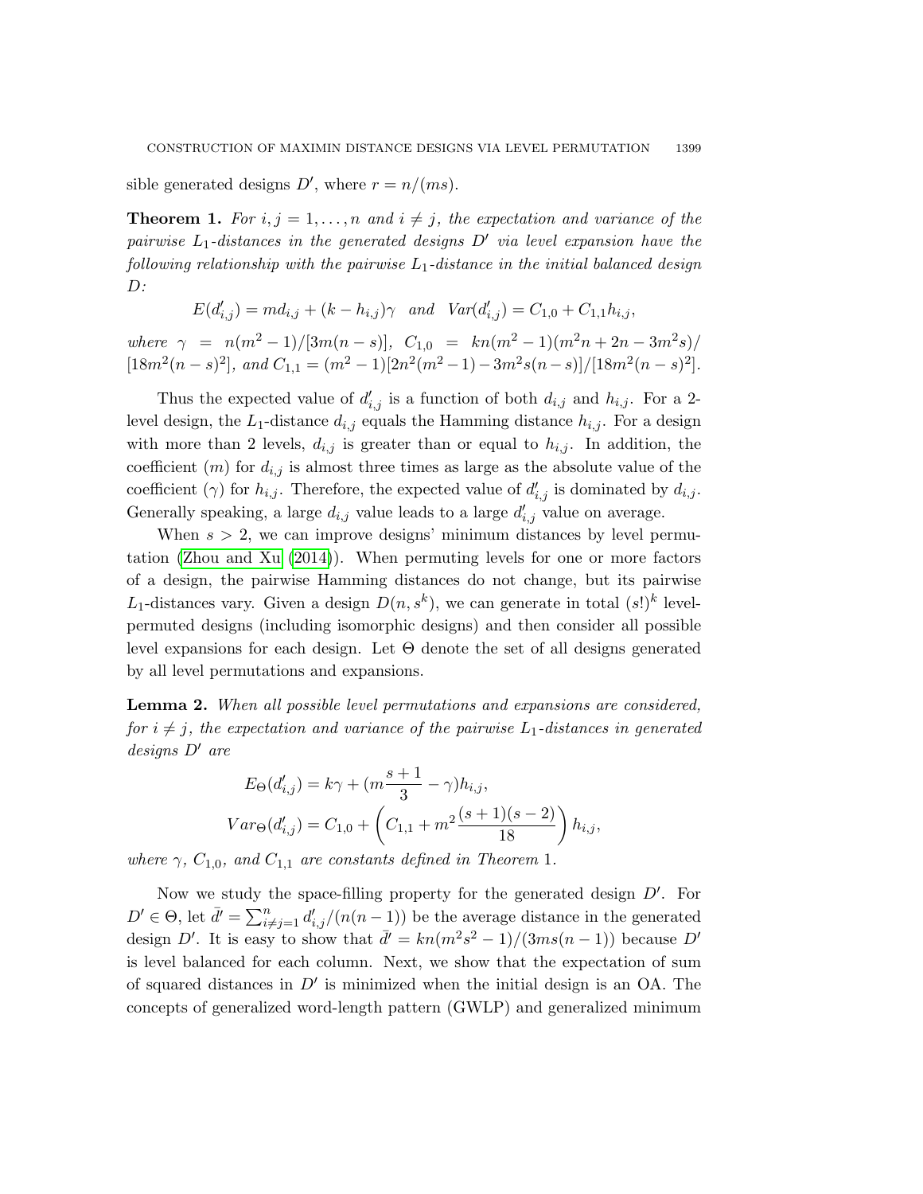sible generated designs $D'$, where $r = n/(ms)$.

**Theorem 1.** *For $i, j = 1, \ldots, n$ and $i \neq j$, the expectation and variance of the pairwise $L_1$-distances in the generated designs $D'$ via level expansion have the following relationship with the pairwise $L_1$-distance in the initial balanced design $D$:*

$$E(d'_{i,j}) = md_{i,j} + (k - h_{i,j})\gamma \quad and \quad Var(d'_{i,j}) = C_{1,0} + C_{1,1}h_{i,j},$$

*where $\gamma = n(m^2-1)/[3m(n-s)]$, $C_{1,0} = kn(m^2-1)(m^2n+2n-3m^2s)/[18m^2(n-s)^2]$, and $C_{1,1} = (m^2-1)[2n^2(m^2-1)-3m^2s(n-s)]/[18m^2(n-s)^2]$.*

Thus the expected value of $d'_{i,j}$ is a function of both $d_{i,j}$ and $h_{i,j}$. For a 2-level design, the $L_1$-distance $d_{i,j}$ equals the Hamming distance $h_{i,j}$. For a design with more than 2 levels, $d_{i,j}$ is greater than or equal to $h_{i,j}$. In addition, the coefficient ($m$) for $d_{i,j}$ is almost three times as large as the absolute value of the coefficient ($\gamma$) for $h_{i,j}$. Therefore, the expected value of $d'_{i,j}$ is dominated by $d_{i,j}$. Generally speaking, a large $d_{i,j}$ value leads to a large $d'_{i,j}$ value on average.

When $s > 2$, we can improve designs' minimum distances by level permutation (Zhou and Xu (2014)). When permuting levels for one or more factors of a design, the pairwise Hamming distances do not change, but its pairwise $L_1$-distances vary. Given a design $D(n, s^k)$, we can generate in total $(s!)^k$ level-permuted designs (including isomorphic designs) and then consider all possible level expansions for each design. Let $\Theta$ denote the set of all designs generated by all level permutations and expansions.

**Lemma 2.** *When all possible level permutations and expansions are considered, for $i \neq j$, the expectation and variance of the pairwise $L_1$-distances in generated designs $D'$ are*

$$E_\Theta(d'_{i,j}) = k\gamma + (m\frac{s+1}{3} - \gamma)h_{i,j},$$

$$Var_\Theta(d'_{i,j}) = C_{1,0} + \left(C_{1,1} + m^2\frac{(s+1)(s-2)}{18}\right)h_{i,j},$$

*where $\gamma$, $C_{1,0}$, and $C_{1,1}$ are constants defined in Theorem 1.*

Now we study the space-filling property for the generated design $D'$. For $D' \in \Theta$, let $\bar{d'} = \sum_{i \neq j=1}^{n} d'_{i,j}/(n(n-1))$ be the average distance in the generated design $D'$. It is easy to show that $\bar{d'} = kn(m^2s^2-1)/(3ms(n-1))$ because $D'$ is level balanced for each column. Next, we show that the expectation of sum of squared distances in $D'$ is minimized when the initial design is an OA. The concepts of generalized word-length pattern (GWLP) and generalized minimum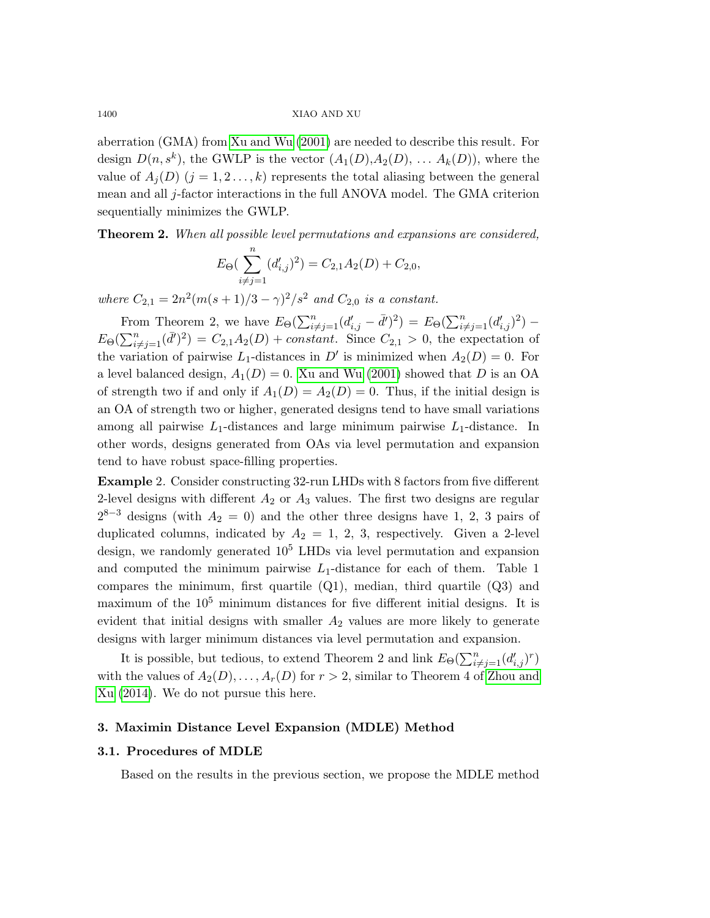aberration (GMA) from Xu and Wu (2001) are needed to describe this result. For design $D(n, s^k)$, the GWLP is the vector $(A_1(D), A_2(D), \ldots A_k(D))$, where the value of $A_j(D)$ $(j = 1, 2 \ldots, k)$ represents the total aliasing between the general mean and all $j$-factor interactions in the full ANOVA model. The GMA criterion sequentially minimizes the GWLP.

**Theorem 2.** *When all possible level permutations and expansions are considered,*

$$E_\Theta\left(\sum_{i \neq j=1}^{n} (d'_{i,j})^2\right) = C_{2,1} A_2(D) + C_{2,0},$$

*where* $C_{2,1} = 2n^2(m(s+1)/3 - \gamma)^2/s^2$ *and* $C_{2,0}$ *is a constant.*

From Theorem 2, we have $E_\Theta(\sum_{i \neq j=1}^{n} (d'_{i,j} - \bar{d}')^2) = E_\Theta(\sum_{i \neq j=1}^{n} (d'_{i,j})^2) - E_\Theta(\sum_{i \neq j=1}^{n} (\bar{d}')^2) = C_{2,1} A_2(D) + constant$. Since $C_{2,1} > 0$, the expectation of the variation of pairwise $L_1$-distances in $D'$ is minimized when $A_2(D) = 0$. For a level balanced design, $A_1(D) = 0$. Xu and Wu (2001) showed that $D$ is an OA of strength two if and only if $A_1(D) = A_2(D) = 0$. Thus, if the initial design is an OA of strength two or higher, generated designs tend to have small variations among all pairwise $L_1$-distances and large minimum pairwise $L_1$-distance. In other words, designs generated from OAs via level permutation and expansion tend to have robust space-filling properties.

**Example** 2. Consider constructing 32-run LHDs with 8 factors from five different 2-level designs with different $A_2$ or $A_3$ values. The first two designs are regular $2^{8-3}$ designs (with $A_2 = 0$) and the other three designs have 1, 2, 3 pairs of duplicated columns, indicated by $A_2 = 1$, 2, 3, respectively. Given a 2-level design, we randomly generated $10^5$ LHDs via level permutation and expansion and computed the minimum pairwise $L_1$-distance for each of them. Table 1 compares the minimum, first quartile (Q1), median, third quartile (Q3) and maximum of the $10^5$ minimum distances for five different initial designs. It is evident that initial designs with smaller $A_2$ values are more likely to generate designs with larger minimum distances via level permutation and expansion.

It is possible, but tedious, to extend Theorem 2 and link $E_\Theta(\sum_{i \neq j=1}^{n} (d'_{i,j})^r)$ with the values of $A_2(D), \ldots, A_r(D)$ for $r > 2$, similar to Theorem 4 of Zhou and Xu (2014). We do not pursue this here.

## 3. Maximin Distance Level Expansion (MDLE) Method

### 3.1. Procedures of MDLE

Based on the results in the previous section, we propose the MDLE method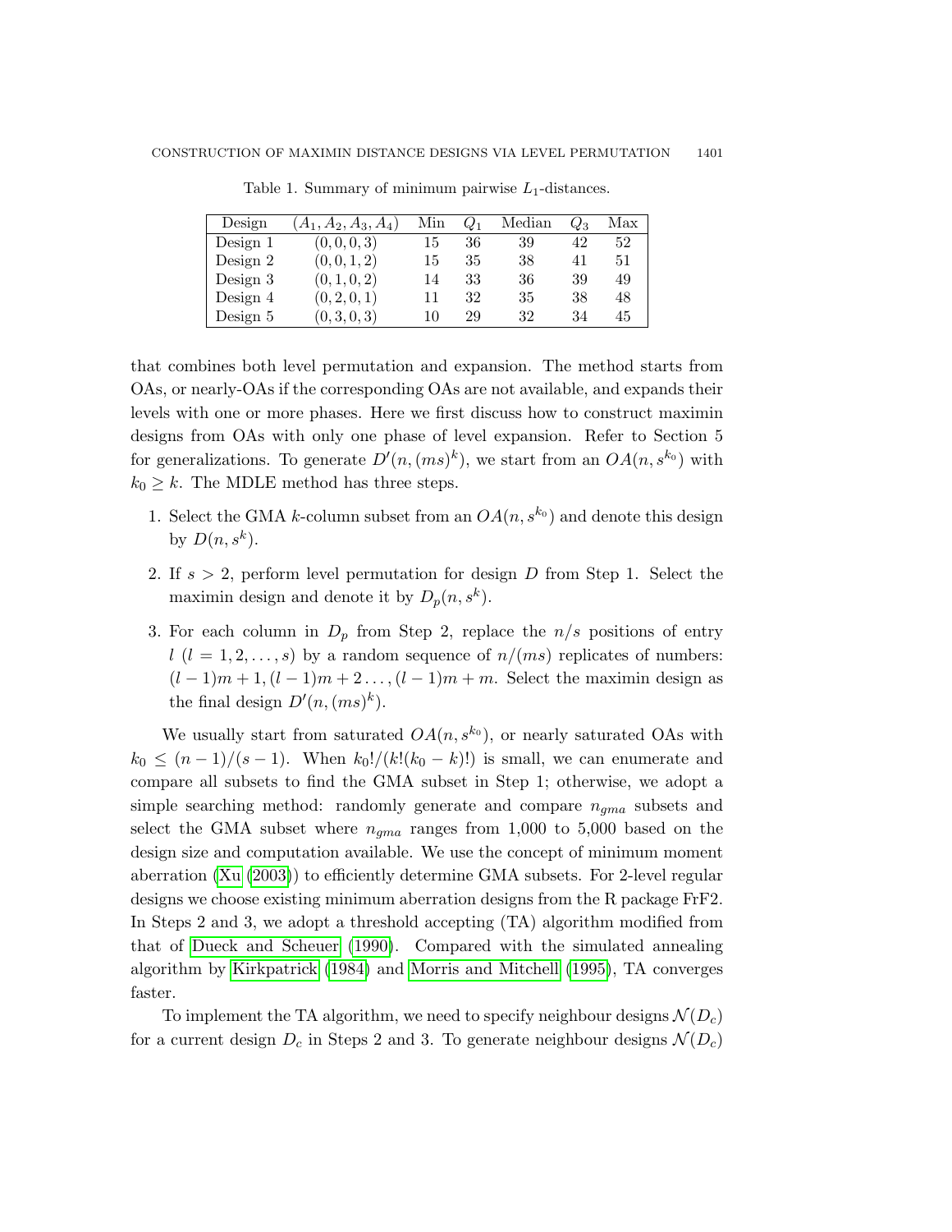Table 1. Summary of minimum pairwise $L_1$-distances.

| Design | $(A_1, A_2, A_3, A_4)$ | Min | $Q_1$ | Median | $Q_3$ | Max |
|---|---|---|---|---|---|---|
| Design 1 | $(0, 0, 0, 3)$ | 15 | 36 | 39 | 42 | 52 |
| Design 2 | $(0, 0, 1, 2)$ | 15 | 35 | 38 | 41 | 51 |
| Design 3 | $(0, 1, 0, 2)$ | 14 | 33 | 36 | 39 | 49 |
| Design 4 | $(0, 2, 0, 1)$ | 11 | 32 | 35 | 38 | 48 |
| Design 5 | $(0, 3, 0, 3)$ | 10 | 29 | 32 | 34 | 45 |

that combines both level permutation and expansion. The method starts from OAs, or nearly-OAs if the corresponding OAs are not available, and expands their levels with one or more phases. Here we first discuss how to construct maximin designs from OAs with only one phase of level expansion. Refer to Section 5 for generalizations. To generate $D'(n, (ms)^k)$, we start from an $OA(n, s^{k_0})$ with $k_0 \geq k$. The MDLE method has three steps.

1. Select the GMA $k$-column subset from an $OA(n, s^{k_0})$ and denote this design by $D(n, s^k)$.
2. If $s > 2$, perform level permutation for design $D$ from Step 1. Select the maximin design and denote it by $D_p(n, s^k)$.
3. For each column in $D_p$ from Step 2, replace the $n/s$ positions of entry $l$ $(l = 1, 2, \ldots, s)$ by a random sequence of $n/(ms)$ replicates of numbers: $(l-1)m + 1, (l-1)m + 2 \ldots, (l-1)m + m$. Select the maximin design as the final design $D'(n, (ms)^k)$.

We usually start from saturated $OA(n, s^{k_0})$, or nearly saturated OAs with $k_0 \leq (n-1)/(s-1)$. When $k_0!/(k!(k_0 - k)!)$ is small, we can enumerate and compare all subsets to find the GMA subset in Step 1; otherwise, we adopt a simple searching method: randomly generate and compare $n_{gma}$ subsets and select the GMA subset where $n_{gma}$ ranges from 1,000 to 5,000 based on the design size and computation available. We use the concept of minimum moment aberration (Xu (2003)) to efficiently determine GMA subsets. For 2-level regular designs we choose existing minimum aberration designs from the R package FrF2. In Steps 2 and 3, we adopt a threshold accepting (TA) algorithm modified from that of Dueck and Scheuer (1990). Compared with the simulated annealing algorithm by Kirkpatrick (1984) and Morris and Mitchell (1995), TA converges faster.

To implement the TA algorithm, we need to specify neighbour designs $\mathcal{N}(D_c)$ for a current design $D_c$ in Steps 2 and 3. To generate neighbour designs $\mathcal{N}(D_c)$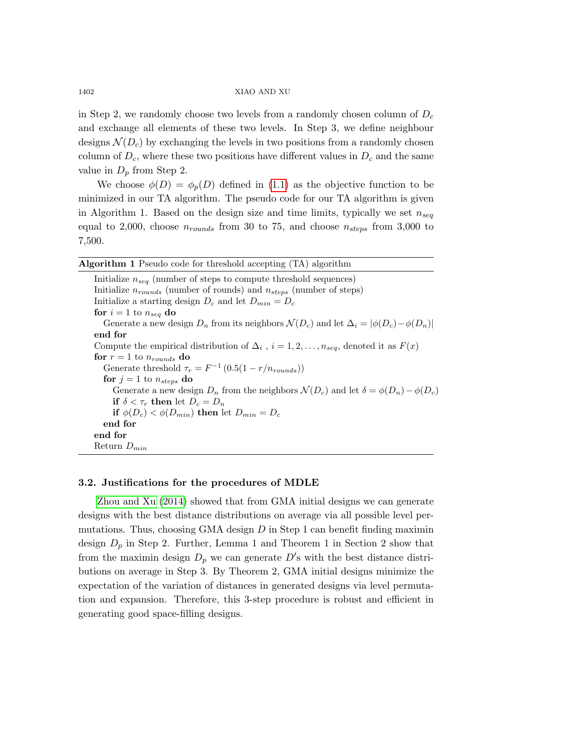in Step 2, we randomly choose two levels from a randomly chosen column of $D_c$ and exchange all elements of these two levels. In Step 3, we define neighbour designs $\mathcal{N}(D_c)$ by exchanging the levels in two positions from a randomly chosen column of $D_c$, where these two positions have different values in $D_c$ and the same value in $D_p$ from Step 2.

We choose $\phi(D) = \phi_p(D)$ defined in (1.1) as the objective function to be minimized in our TA algorithm. The pseudo code for our TA algorithm is given in Algorithm 1. Based on the design size and time limits, typically we set $n_{seq}$ equal to 2,000, choose $n_{rounds}$ from 30 to 75, and choose $n_{steps}$ from 3,000 to 7,500.

**Algorithm 1** Pseudo code for threshold accepting (TA) algorithm

```
Initialize n_seq (number of steps to compute threshold sequences)
Initialize n_rounds (number of rounds) and n_steps (number of steps)
Initialize a starting design D_c and let D_min = D_c
for i = 1 to n_seq do
    Generate a new design D_n from its neighbors N(D_c) and let Δ_i = |φ(D_c) − φ(D_n)|
end for
Compute the empirical distribution of Δ_i , i = 1, 2, ..., n_seq, denoted it as F(x)
for r = 1 to n_rounds do
    Generate threshold τ_r = F^{-1}(0.5(1 − r/n_rounds))
    for j = 1 to n_steps do
        Generate a new design D_n from the neighbors N(D_c) and let δ = φ(D_n) − φ(D_c)
        if δ < τ_r then let D_c = D_n
        if φ(D_c) < φ(D_min) then let D_min = D_c
    end for
end for
Return D_min
```

### 3.2. Justifications for the procedures of MDLE

Zhou and Xu (2014) showed that from GMA initial designs we can generate designs with the best distance distributions on average via all possible level permutations. Thus, choosing GMA design $D$ in Step 1 can benefit finding maximin design $D_p$ in Step 2. Further, Lemma 1 and Theorem 1 in Section 2 show that from the maximin design $D_p$ we can generate $D'$s with the best distance distributions on average in Step 3. By Theorem 2, GMA initial designs minimize the expectation of the variation of distances in generated designs via level permutation and expansion. Therefore, this 3-step procedure is robust and efficient in generating good space-filling designs.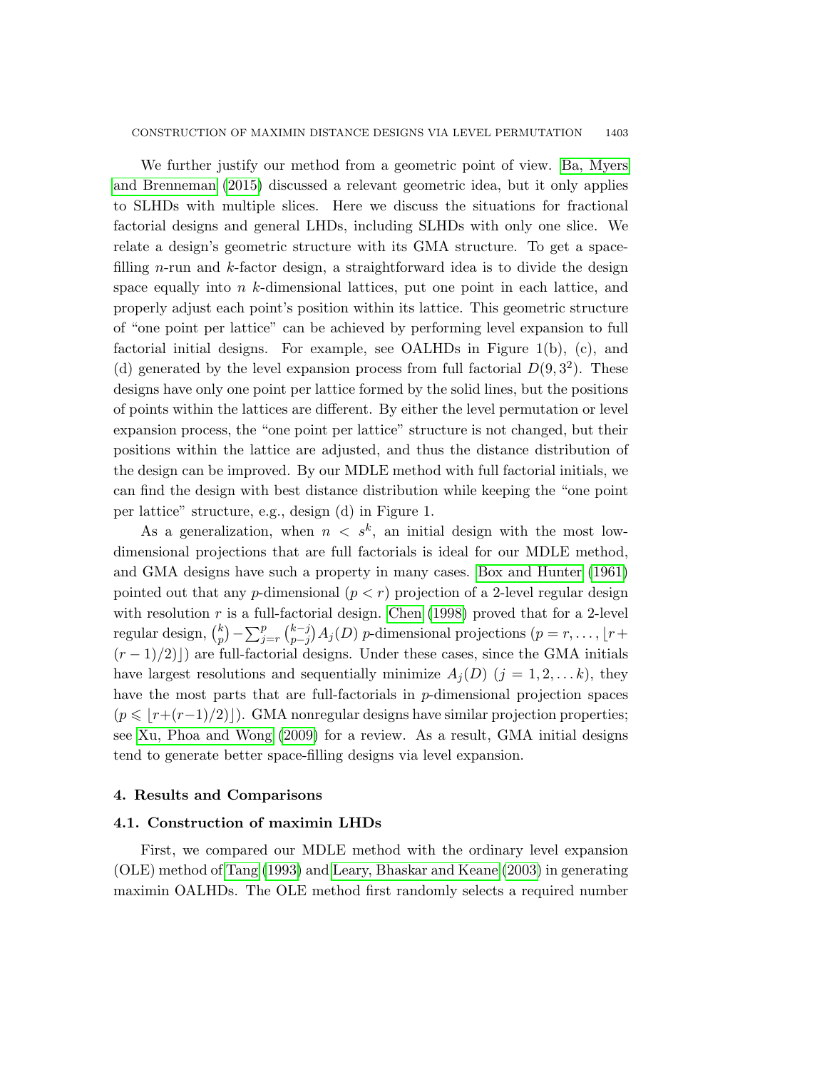We further justify our method from a geometric point of view. Ba, Myers and Brenneman (2015) discussed a relevant geometric idea, but it only applies to SLHDs with multiple slices. Here we discuss the situations for fractional factorial designs and general LHDs, including SLHDs with only one slice. We relate a design's geometric structure with its GMA structure. To get a space-filling $n$-run and $k$-factor design, a straightforward idea is to divide the design space equally into $n$ $k$-dimensional lattices, put one point in each lattice, and properly adjust each point's position within its lattice. This geometric structure of "one point per lattice" can be achieved by performing level expansion to full factorial initial designs. For example, see OALHDs in Figure 1(b), (c), and (d) generated by the level expansion process from full factorial $D(9, 3^2)$. These designs have only one point per lattice formed by the solid lines, but the positions of points within the lattices are different. By either the level permutation or level expansion process, the "one point per lattice" structure is not changed, but their positions within the lattice are adjusted, and thus the distance distribution of the design can be improved. By our MDLE method with full factorial initials, we can find the design with best distance distribution while keeping the "one point per lattice" structure, e.g., design (d) in Figure 1.

As a generalization, when $n < s^k$, an initial design with the most low-dimensional projections that are full factorials is ideal for our MDLE method, and GMA designs have such a property in many cases. Box and Hunter (1961) pointed out that any $p$-dimensional ($p < r$) projection of a 2-level regular design with resolution $r$ is a full-factorial design. Chen (1998) proved that for a 2-level regular design, $\binom{k}{p} - \sum_{j=r}^{p} \binom{k-j}{p-j} A_j(D)$ $p$-dimensional projections ($p = r, \ldots, \lfloor r + (r-1)/2) \rfloor$) are full-factorial designs. Under these cases, since the GMA initials have largest resolutions and sequentially minimize $A_j(D)$ ($j = 1, 2, \ldots k$), they have the most parts that are full-factorials in $p$-dimensional projection spaces ($p \leqslant \lfloor r + (r-1)/2) \rfloor$). GMA nonregular designs have similar projection properties; see Xu, Phoa and Wong (2009) for a review. As a result, GMA initial designs tend to generate better space-filling designs via level expansion.

## 4. Results and Comparisons

### 4.1. Construction of maximin LHDs

First, we compared our MDLE method with the ordinary level expansion (OLE) method of Tang (1993) and Leary, Bhaskar and Keane (2003) in generating maximin OALHDs. The OLE method first randomly selects a required number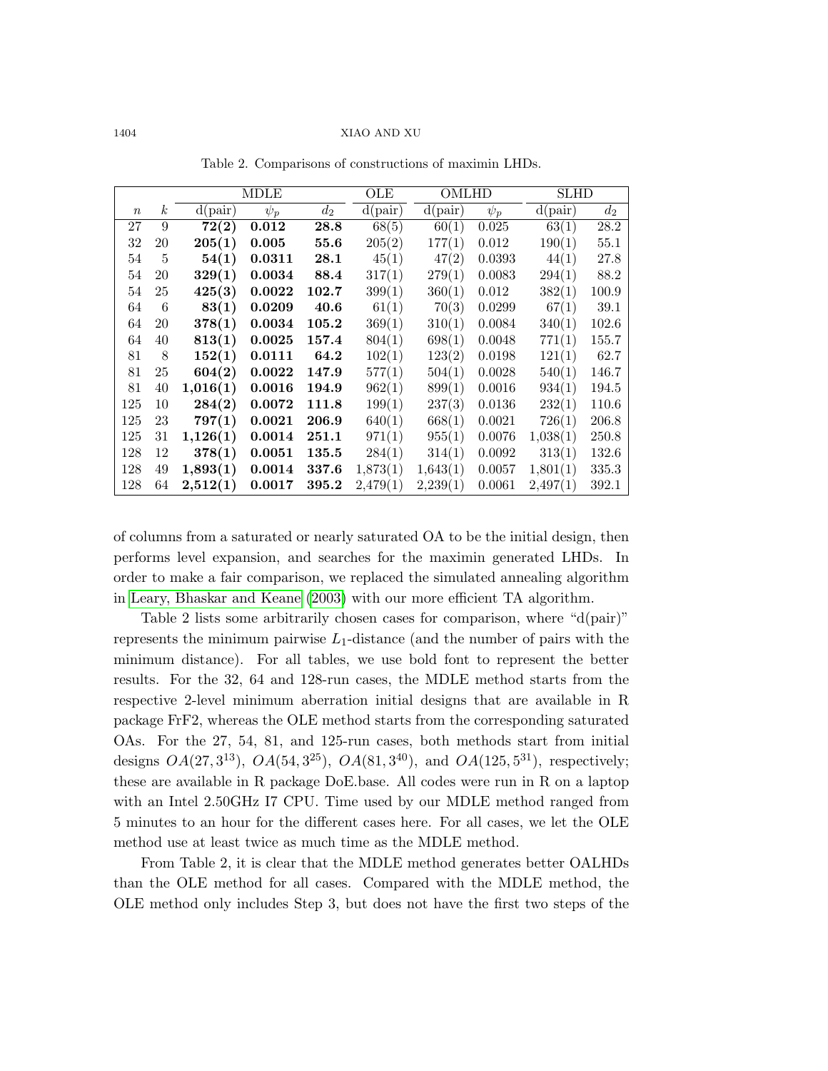Table 2. Comparisons of constructions of maximin LHDs.

| | | MDLE | | | OLE | OMLHD | | SLHD | |
|---|---|---|---|---|---|---|---|---|---|
| $n$ | $k$ | d(pair) | $\psi_p$ | $d_2$ | d(pair) | d(pair) | $\psi_p$ | d(pair) | $d_2$ |
| 27 | 9 | **72(2)** | **0.012** | **28.8** | 68(5) | 60(1) | 0.025 | 63(1) | 28.2 |
| 32 | 20 | **205(1)** | **0.005** | **55.6** | 205(2) | 177(1) | 0.012 | 190(1) | 55.1 |
| 54 | 5 | **54(1)** | **0.0311** | **28.1** | 45(1) | 47(2) | 0.0393 | 44(1) | 27.8 |
| 54 | 20 | **329(1)** | **0.0034** | **88.4** | 317(1) | 279(1) | 0.0083 | 294(1) | 88.2 |
| 54 | 25 | **425(3)** | **0.0022** | **102.7** | 399(1) | 360(1) | 0.012 | 382(1) | 100.9 |
| 64 | 6 | **83(1)** | **0.0209** | **40.6** | 61(1) | 70(3) | 0.0299 | 67(1) | 39.1 |
| 64 | 20 | **378(1)** | **0.0034** | **105.2** | 369(1) | 310(1) | 0.0084 | 340(1) | 102.6 |
| 64 | 40 | **813(1)** | **0.0025** | **157.4** | 804(1) | 698(1) | 0.0048 | 771(1) | 155.7 |
| 81 | 8 | **152(1)** | **0.0111** | **64.2** | 102(1) | 123(2) | 0.0198 | 121(1) | 62.7 |
| 81 | 25 | **604(2)** | **0.0022** | **147.9** | 577(1) | 504(1) | 0.0028 | 540(1) | 146.7 |
| 81 | 40 | **1,016(1)** | **0.0016** | **194.9** | 962(1) | 899(1) | 0.0016 | 934(1) | 194.5 |
| 125 | 10 | **284(2)** | **0.0072** | **111.8** | 199(1) | 237(3) | 0.0136 | 232(1) | 110.6 |
| 125 | 23 | **797(1)** | **0.0021** | **206.9** | 640(1) | 668(1) | 0.0021 | 726(1) | 206.8 |
| 125 | 31 | **1,126(1)** | **0.0014** | **251.1** | 971(1) | 955(1) | 0.0076 | 1,038(1) | 250.8 |
| 128 | 12 | **378(1)** | **0.0051** | **135.5** | 284(1) | 314(1) | 0.0092 | 313(1) | 132.6 |
| 128 | 49 | **1,893(1)** | **0.0014** | **337.6** | 1,873(1) | 1,643(1) | 0.0057 | 1,801(1) | 335.3 |
| 128 | 64 | **2,512(1)** | **0.0017** | **395.2** | 2,479(1) | 2,239(1) | 0.0061 | 2,497(1) | 392.1 |

of columns from a saturated or nearly saturated OA to be the initial design, then performs level expansion, and searches for the maximin generated LHDs. In order to make a fair comparison, we replaced the simulated annealing algorithm in Leary, Bhaskar and Keane (2003) with our more efficient TA algorithm.

Table 2 lists some arbitrarily chosen cases for comparison, where "d(pair)" represents the minimum pairwise $L_1$-distance (and the number of pairs with the minimum distance). For all tables, we use bold font to represent the better results. For the 32, 64 and 128-run cases, the MDLE method starts from the respective 2-level minimum aberration initial designs that are available in R package FrF2, whereas the OLE method starts from the corresponding saturated OAs. For the 27, 54, 81, and 125-run cases, both methods start from initial designs $OA(27, 3^{13})$, $OA(54, 3^{25})$, $OA(81, 3^{40})$, and $OA(125, 5^{31})$, respectively; these are available in R package DoE.base. All codes were run in R on a laptop with an Intel 2.50GHz I7 CPU. Time used by our MDLE method ranged from 5 minutes to an hour for the different cases here. For all cases, we let the OLE method use at least twice as much time as the MDLE method.

From Table 2, it is clear that the MDLE method generates better OALHDs than the OLE method for all cases. Compared with the MDLE method, the OLE method only includes Step 3, but does not have the first two steps of the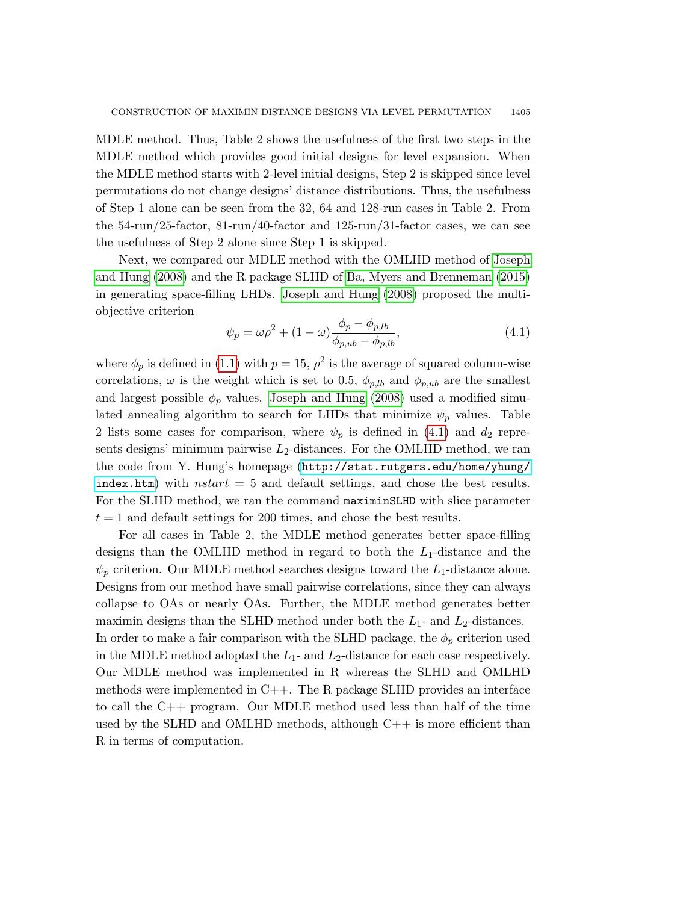MDLE method. Thus, Table 2 shows the usefulness of the first two steps in the MDLE method which provides good initial designs for level expansion. When the MDLE method starts with 2-level initial designs, Step 2 is skipped since level permutations do not change designs' distance distributions. Thus, the usefulness of Step 1 alone can be seen from the 32, 64 and 128-run cases in Table 2. From the 54-run/25-factor, 81-run/40-factor and 125-run/31-factor cases, we can see the usefulness of Step 2 alone since Step 1 is skipped.

Next, we compared our MDLE method with the OMLHD method of Joseph and Hung (2008) and the R package SLHD of Ba, Myers and Brenneman (2015) in generating space-filling LHDs. Joseph and Hung (2008) proposed the multi-objective criterion

$$\psi_p = \omega\rho^2 + (1-\omega)\frac{\phi_p - \phi_{p,lb}}{\phi_{p,ub} - \phi_{p,lb}}, \tag{4.1}$$

where $\phi_p$ is defined in (1.1) with $p = 15$, $\rho^2$ is the average of squared column-wise correlations, $\omega$ is the weight which is set to 0.5, $\phi_{p,lb}$ and $\phi_{p,ub}$ are the smallest and largest possible $\phi_p$ values. Joseph and Hung (2008) used a modified simulated annealing algorithm to search for LHDs that minimize $\psi_p$ values. Table 2 lists some cases for comparison, where $\psi_p$ is defined in (4.1) and $d_2$ represents designs' minimum pairwise $L_2$-distances. For the OMLHD method, we ran the code from Y. Hung's homepage (`http://stat.rutgers.edu/home/yhung/index.htm`) with $nstart = 5$ and default settings, and chose the best results. For the SLHD method, we ran the command `maximinSLHD` with slice parameter $t = 1$ and default settings for 200 times, and chose the best results.

For all cases in Table 2, the MDLE method generates better space-filling designs than the OMLHD method in regard to both the $L_1$-distance and the $\psi_p$ criterion. Our MDLE method searches designs toward the $L_1$-distance alone. Designs from our method have small pairwise correlations, since they can always collapse to OAs or nearly OAs. Further, the MDLE method generates better maximin designs than the SLHD method under both the $L_1$- and $L_2$-distances. In order to make a fair comparison with the SLHD package, the $\phi_p$ criterion used in the MDLE method adopted the $L_1$- and $L_2$-distance for each case respectively. Our MDLE method was implemented in R whereas the SLHD and OMLHD methods were implemented in C++. The R package SLHD provides an interface to call the C++ program. Our MDLE method used less than half of the time used by the SLHD and OMLHD methods, although C++ is more efficient than R in terms of computation.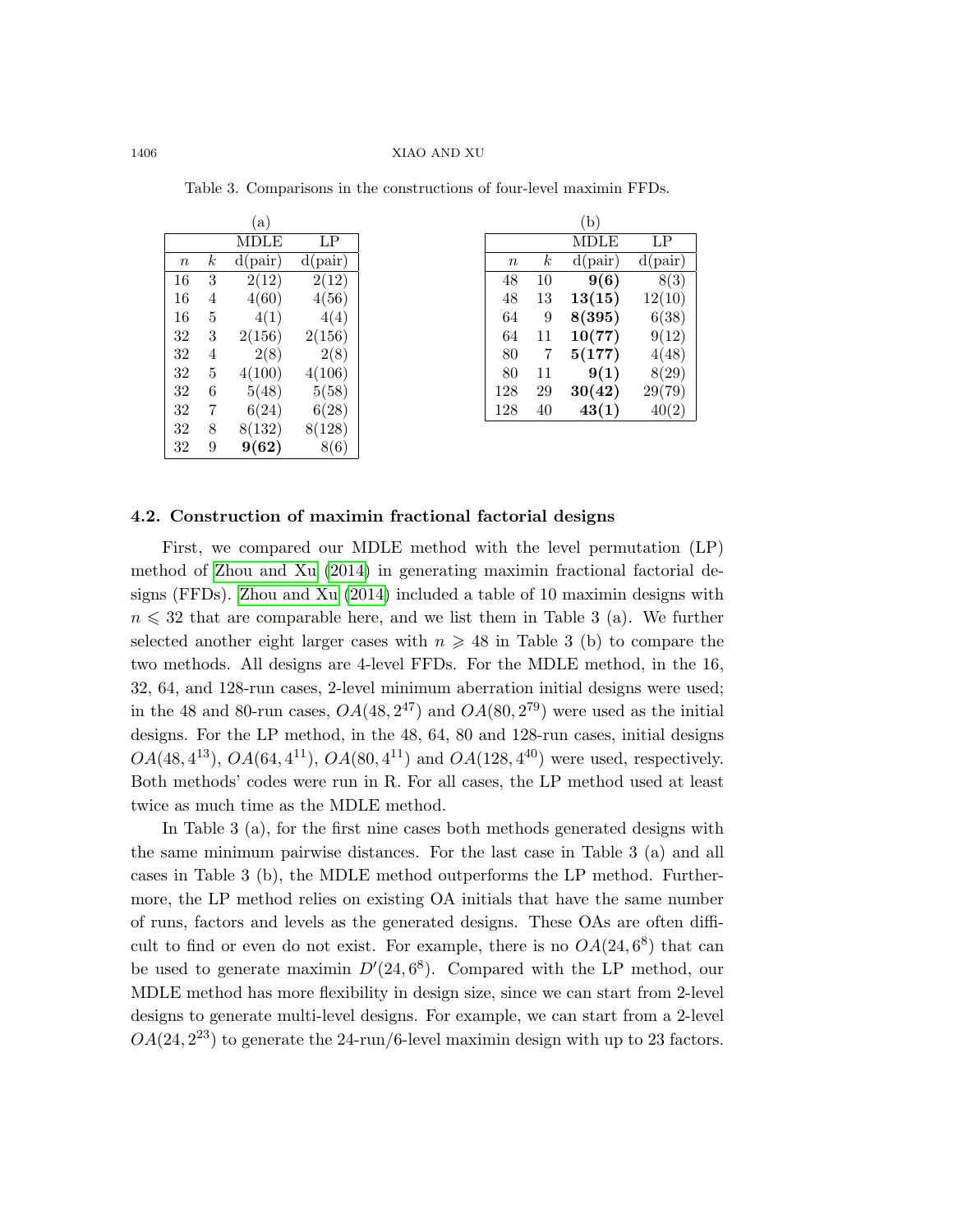Table 3. Comparisons in the constructions of four-level maximin FFDs.

(a)

| | | MDLE | LP |
|---|---|---|---|
| $n$ | $k$ | d(pair) | d(pair) |
| 16 | 3 | 2(12) | 2(12) |
| 16 | 4 | 4(60) | 4(56) |
| 16 | 5 | 4(1) | 4(4) |
| 32 | 3 | 2(156) | 2(156) |
| 32 | 4 | 2(8) | 2(8) |
| 32 | 5 | 4(100) | 4(106) |
| 32 | 6 | 5(48) | 5(58) |
| 32 | 7 | 6(24) | 6(28) |
| 32 | 8 | 8(132) | 8(128) |
| 32 | 9 | **9(62)** | 8(6) |

(b)

| | | MDLE | LP |
|---|---|---|---|
| $n$ | $k$ | d(pair) | d(pair) |
| 48 | 10 | **9(6)** | 8(3) |
| 48 | 13 | **13(15)** | 12(10) |
| 64 | 9 | **8(395)** | 6(38) |
| 64 | 11 | **10(77)** | 9(12) |
| 80 | 7 | **5(177)** | 4(48) |
| 80 | 11 | **9(1)** | 8(29) |
| 128 | 29 | **30(42)** | 29(79) |
| 128 | 40 | **43(1)** | 40(2) |

### 4.2. Construction of maximin fractional factorial designs

First, we compared our MDLE method with the level permutation (LP) method of Zhou and Xu (2014) in generating maximin fractional factorial designs (FFDs). Zhou and Xu (2014) included a table of 10 maximin designs with $n \leqslant 32$ that are comparable here, and we list them in Table 3 (a). We further selected another eight larger cases with $n \geqslant 48$ in Table 3 (b) to compare the two methods. All designs are 4-level FFDs. For the MDLE method, in the 16, 32, 64, and 128-run cases, 2-level minimum aberration initial designs were used; in the 48 and 80-run cases, $OA(48, 2^{47})$ and $OA(80, 2^{79})$ were used as the initial designs. For the LP method, in the 48, 64, 80 and 128-run cases, initial designs $OA(48, 4^{13})$, $OA(64, 4^{11})$, $OA(80, 4^{11})$ and $OA(128, 4^{40})$ were used, respectively. Both methods' codes were run in R. For all cases, the LP method used at least twice as much time as the MDLE method.

In Table 3 (a), for the first nine cases both methods generated designs with the same minimum pairwise distances. For the last case in Table 3 (a) and all cases in Table 3 (b), the MDLE method outperforms the LP method. Furthermore, the LP method relies on existing OA initials that have the same number of runs, factors and levels as the generated designs. These OAs are often difficult to find or even do not exist. For example, there is no $OA(24, 6^8)$ that can be used to generate maximin $D'(24, 6^8)$. Compared with the LP method, our MDLE method has more flexibility in design size, since we can start from 2-level designs to generate multi-level designs. For example, we can start from a 2-level $OA(24, 2^{23})$ to generate the 24-run/6-level maximin design with up to 23 factors.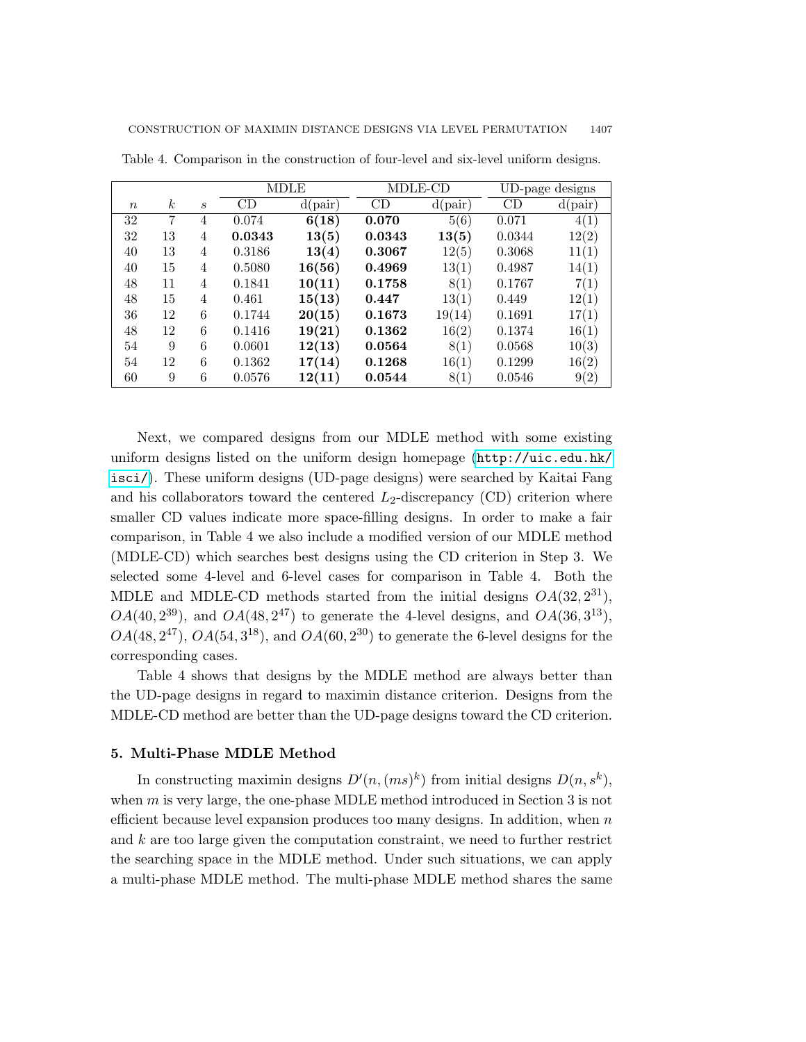Table 4. Comparison in the construction of four-level and six-level uniform designs.

| | | | MDLE | | MDLE-CD | | UD-page designs | |
|---|---|---|---|---|---|---|---|---|
| $n$ | $k$ | $s$ | CD | d(pair) | CD | d(pair) | CD | d(pair) |
| 32 | 7 | 4 | 0.074 | **6(18)** | **0.070** | 5(6) | 0.071 | 4(1) |
| 32 | 13 | 4 | **0.0343** | **13(5)** | **0.0343** | **13(5)** | 0.0344 | 12(2) |
| 40 | 13 | 4 | 0.3186 | **13(4)** | **0.3067** | 12(5) | 0.3068 | 11(1) |
| 40 | 15 | 4 | 0.5080 | **16(56)** | **0.4969** | 13(1) | 0.4987 | 14(1) |
| 48 | 11 | 4 | 0.1841 | **10(11)** | **0.1758** | 8(1) | 0.1767 | 7(1) |
| 48 | 15 | 4 | 0.461 | **15(13)** | **0.447** | 13(1) | 0.449 | 12(1) |
| 36 | 12 | 6 | 0.1744 | **20(15)** | **0.1673** | 19(14) | 0.1691 | 17(1) |
| 48 | 12 | 6 | 0.1416 | **19(21)** | **0.1362** | 16(2) | 0.1374 | 16(1) |
| 54 | 9 | 6 | 0.0601 | **12(13)** | **0.0564** | 8(1) | 0.0568 | 10(3) |
| 54 | 12 | 6 | 0.1362 | **17(14)** | **0.1268** | 16(1) | 0.1299 | 16(2) |
| 60 | 9 | 6 | 0.0576 | **12(11)** | **0.0544** | 8(1) | 0.0546 | 9(2) |

Next, we compared designs from our MDLE method with some existing uniform designs listed on the uniform design homepage (http://uic.edu.hk/isci/). These uniform designs (UD-page designs) were searched by Kaitai Fang and his collaborators toward the centered $L_2$-discrepancy (CD) criterion where smaller CD values indicate more space-filling designs. In order to make a fair comparison, in Table 4 we also include a modified version of our MDLE method (MDLE-CD) which searches best designs using the CD criterion in Step 3. We selected some 4-level and 6-level cases for comparison in Table 4. Both the MDLE and MDLE-CD methods started from the initial designs $OA(32, 2^{31})$, $OA(40, 2^{39})$, and $OA(48, 2^{47})$ to generate the 4-level designs, and $OA(36, 3^{13})$, $OA(48, 2^{47})$, $OA(54, 3^{18})$, and $OA(60, 2^{30})$ to generate the 6-level designs for the corresponding cases.

Table 4 shows that designs by the MDLE method are always better than the UD-page designs in regard to maximin distance criterion. Designs from the MDLE-CD method are better than the UD-page designs toward the CD criterion.

## 5. Multi-Phase MDLE Method

In constructing maximin designs $D'(n, (ms)^k)$ from initial designs $D(n, s^k)$, when $m$ is very large, the one-phase MDLE method introduced in Section 3 is not efficient because level expansion produces too many designs. In addition, when $n$ and $k$ are too large given the computation constraint, we need to further restrict the searching space in the MDLE method. Under such situations, we can apply a multi-phase MDLE method. The multi-phase MDLE method shares the same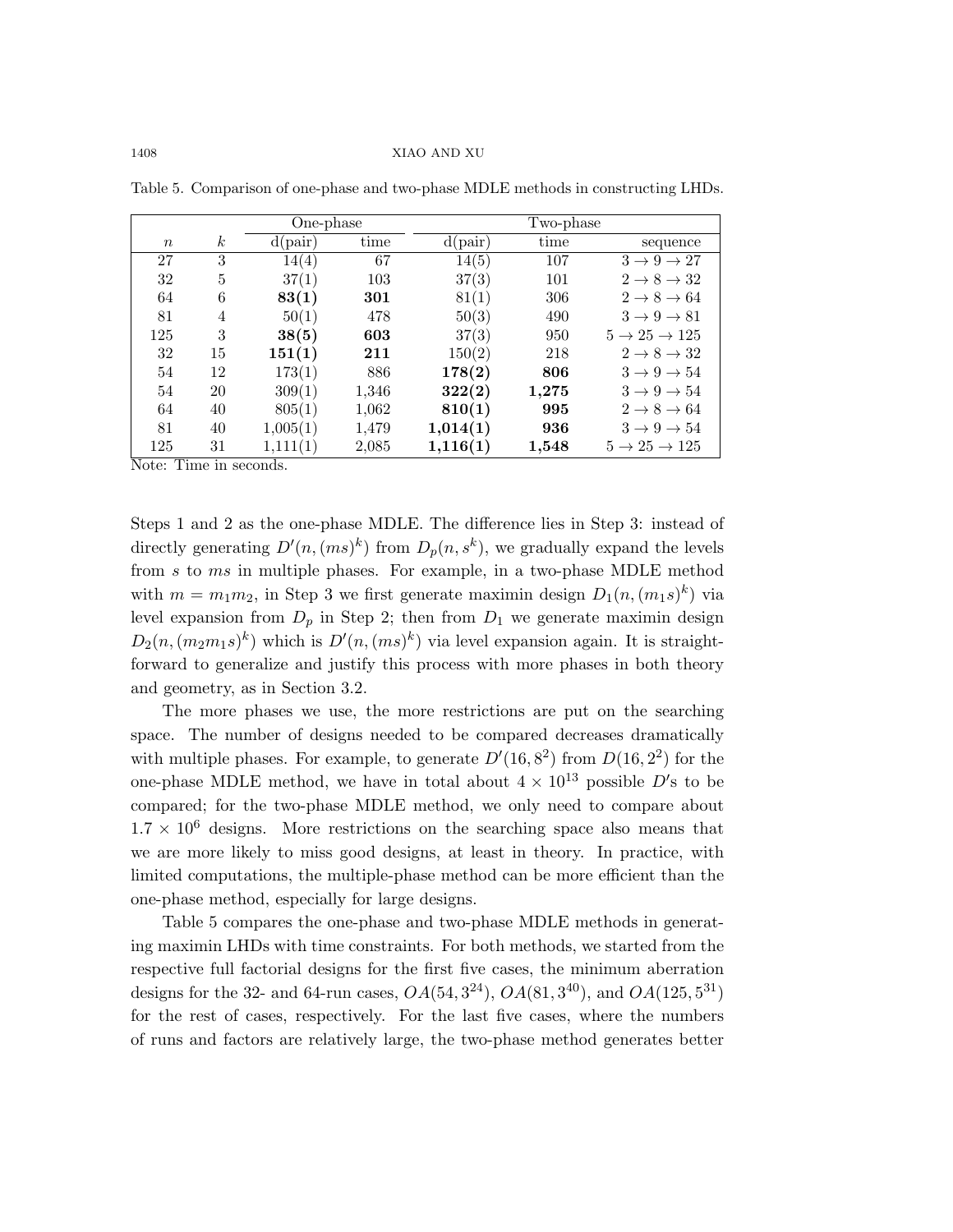Table 5. Comparison of one-phase and two-phase MDLE methods in constructing LHDs.

| | | One-phase | | Two-phase | | |
|---|---|---|---|---|---|---|
| $n$ | $k$ | d(pair) | time | d(pair) | time | sequence |
| 27 | 3 | 14(4) | 67 | 14(5) | 107 | $3 \to 9 \to 27$ |
| 32 | 5 | 37(1) | 103 | 37(3) | 101 | $2 \to 8 \to 32$ |
| 64 | 6 | **83(1)** | **301** | 81(1) | 306 | $2 \to 8 \to 64$ |
| 81 | 4 | 50(1) | 478 | 50(3) | 490 | $3 \to 9 \to 81$ |
| 125 | 3 | **38(5)** | **603** | 37(3) | 950 | $5 \to 25 \to 125$ |
| 32 | 15 | **151(1)** | **211** | 150(2) | 218 | $2 \to 8 \to 32$ |
| 54 | 12 | 173(1) | 886 | **178(2)** | **806** | $3 \to 9 \to 54$ |
| 54 | 20 | 309(1) | 1,346 | **322(2)** | **1,275** | $3 \to 9 \to 54$ |
| 64 | 40 | 805(1) | 1,062 | **810(1)** | **995** | $2 \to 8 \to 64$ |
| 81 | 40 | 1,005(1) | 1,479 | **1,014(1)** | **936** | $3 \to 9 \to 54$ |
| 125 | 31 | 1,111(1) | 2,085 | **1,116(1)** | **1,548** | $5 \to 25 \to 125$ |

Note: Time in seconds.

Steps 1 and 2 as the one-phase MDLE. The difference lies in Step 3: instead of directly generating $D'(n,(ms)^k)$ from $D_p(n,s^k)$, we gradually expand the levels from $s$ to $ms$ in multiple phases. For example, in a two-phase MDLE method with $m = m_1m_2$, in Step 3 we first generate maximin design $D_1(n,(m_1s)^k)$ via level expansion from $D_p$ in Step 2; then from $D_1$ we generate maximin design $D_2(n,(m_2m_1s)^k)$ which is $D'(n,(ms)^k)$ via level expansion again. It is straightforward to generalize and justify this process with more phases in both theory and geometry, as in Section 3.2.

The more phases we use, the more restrictions are put on the searching space. The number of designs needed to be compared decreases dramatically with multiple phases. For example, to generate $D'(16,8^2)$ from $D(16,2^2)$ for the one-phase MDLE method, we have in total about $4 \times 10^{13}$ possible $D'$s to be compared; for the two-phase MDLE method, we only need to compare about $1.7 \times 10^6$ designs. More restrictions on the searching space also means that we are more likely to miss good designs, at least in theory. In practice, with limited computations, the multiple-phase method can be more efficient than the one-phase method, especially for large designs.

Table 5 compares the one-phase and two-phase MDLE methods in generating maximin LHDs with time constraints. For both methods, we started from the respective full factorial designs for the first five cases, the minimum aberration designs for the 32- and 64-run cases, $OA(54,3^{24})$, $OA(81,3^{40})$, and $OA(125,5^{31})$ for the rest of cases, respectively. For the last five cases, where the numbers of runs and factors are relatively large, the two-phase method generates better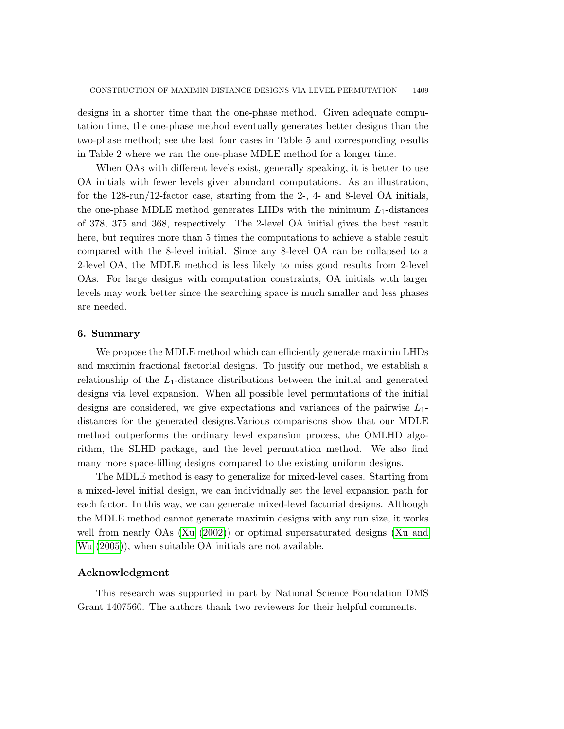designs in a shorter time than the one-phase method. Given adequate computation time, the one-phase method eventually generates better designs than the two-phase method; see the last four cases in Table 5 and corresponding results in Table 2 where we ran the one-phase MDLE method for a longer time.

When OAs with different levels exist, generally speaking, it is better to use OA initials with fewer levels given abundant computations. As an illustration, for the 128-run/12-factor case, starting from the 2-, 4- and 8-level OA initials, the one-phase MDLE method generates LHDs with the minimum $L_1$-distances of 378, 375 and 368, respectively. The 2-level OA initial gives the best result here, but requires more than 5 times the computations to achieve a stable result compared with the 8-level initial. Since any 8-level OA can be collapsed to a 2-level OA, the MDLE method is less likely to miss good results from 2-level OAs. For large designs with computation constraints, OA initials with larger levels may work better since the searching space is much smaller and less phases are needed.

## 6. Summary

We propose the MDLE method which can efficiently generate maximin LHDs and maximin fractional factorial designs. To justify our method, we establish a relationship of the $L_1$-distance distributions between the initial and generated designs via level expansion. When all possible level permutations of the initial designs are considered, we give expectations and variances of the pairwise $L_1$-distances for the generated designs.Various comparisons show that our MDLE method outperforms the ordinary level expansion process, the OMLHD algorithm, the SLHD package, and the level permutation method. We also find many more space-filling designs compared to the existing uniform designs.

The MDLE method is easy to generalize for mixed-level cases. Starting from a mixed-level initial design, we can individually set the level expansion path for each factor. In this way, we can generate mixed-level factorial designs. Although the MDLE method cannot generate maximin designs with any run size, it works well from nearly OAs (Xu (2002)) or optimal supersaturated designs (Xu and Wu (2005)), when suitable OA initials are not available.

## Acknowledgment

This research was supported in part by National Science Foundation DMS Grant 1407560. The authors thank two reviewers for their helpful comments.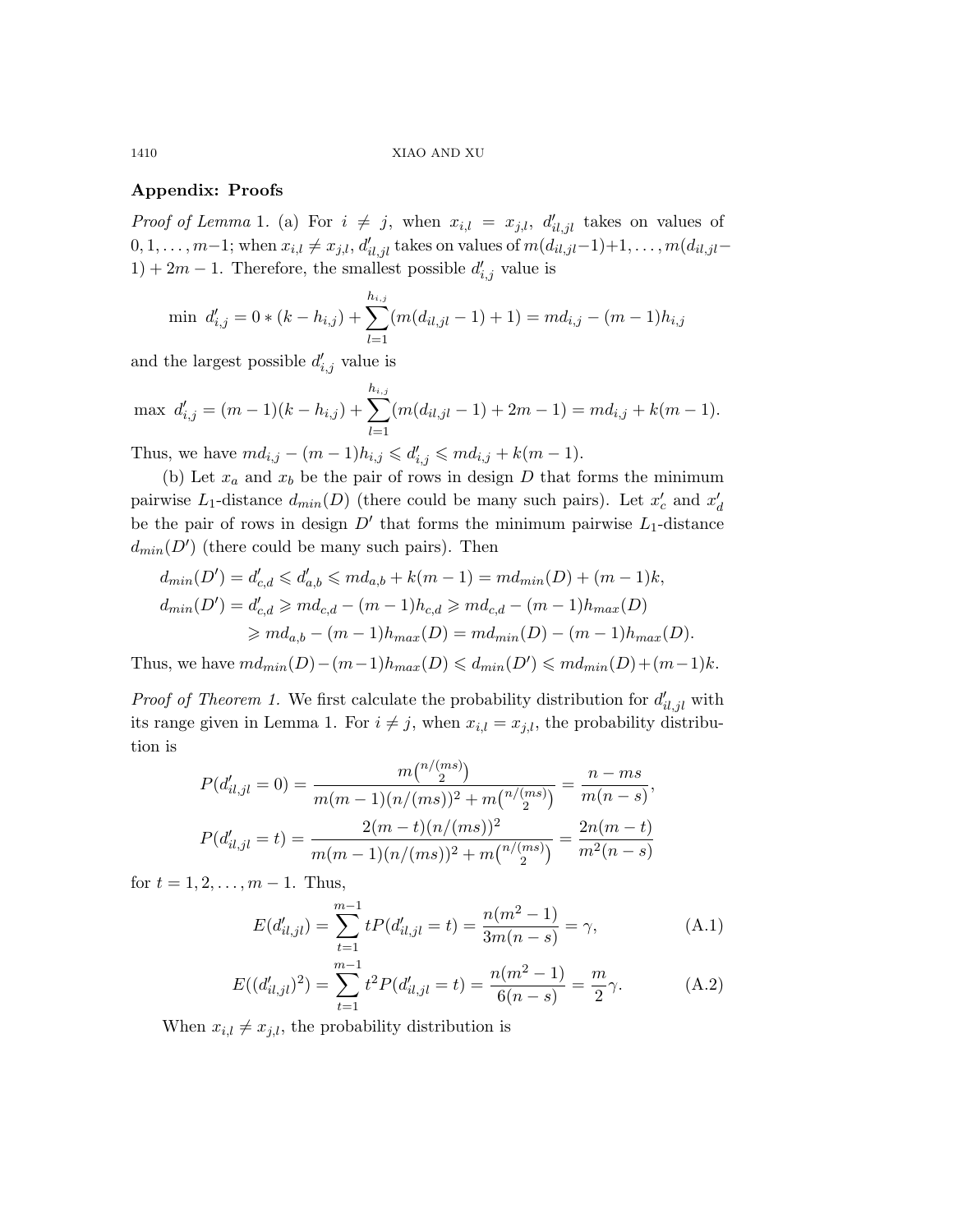## Appendix: Proofs

*Proof of Lemma* 1. (a) For $i \neq j$, when $x_{i,l} = x_{j,l}$, $d'_{il,jl}$ takes on values of $0, 1, \ldots, m-1$; when $x_{i,l} \neq x_{j,l}$, $d'_{il,jl}$ takes on values of $m(d_{il,jl}-1)+1, \ldots, m(d_{il,jl}-1)+2m-1$. Therefore, the smallest possible $d'_{i,j}$ value is

$$\min\ d'_{i,j} = 0 * (k - h_{i,j}) + \sum_{l=1}^{h_{i,j}} (m(d_{il,jl} - 1) + 1) = md_{i,j} - (m-1)h_{i,j}$$

and the largest possible $d'_{i,j}$ value is

$$\max\ d'_{i,j} = (m-1)(k - h_{i,j}) + \sum_{l=1}^{h_{i,j}} (m(d_{il,jl} - 1) + 2m - 1) = md_{i,j} + k(m-1).$$

Thus, we have $md_{i,j} - (m-1)h_{i,j} \leqslant d'_{i,j} \leqslant md_{i,j} + k(m-1)$.

(b) Let $x_a$ and $x_b$ be the pair of rows in design $D$ that forms the minimum pairwise $L_1$-distance $d_{min}(D)$ (there could be many such pairs). Let $x'_c$ and $x'_d$ be the pair of rows in design $D'$ that forms the minimum pairwise $L_1$-distance $d_{min}(D')$ (there could be many such pairs). Then

$$\begin{aligned} d_{min}(D') &= d'_{c,d} \leqslant d'_{a,b} \leqslant md_{a,b} + k(m-1) = md_{min}(D) + (m-1)k, \\ d_{min}(D') &= d'_{c,d} \geqslant md_{c,d} - (m-1)h_{c,d} \geqslant md_{c,d} - (m-1)h_{max}(D) \\ &\geqslant md_{a,b} - (m-1)h_{max}(D) = md_{min}(D) - (m-1)h_{max}(D). \end{aligned}$$

Thus, we have $md_{min}(D) - (m-1)h_{max}(D) \leqslant d_{min}(D') \leqslant md_{min}(D) + (m-1)k$.

*Proof of Theorem 1.* We first calculate the probability distribution for $d'_{il,jl}$ with its range given in Lemma 1. For $i \neq j$, when $x_{i,l} = x_{j,l}$, the probability distribution is

$$P(d'_{il,jl} = 0) = \frac{m\binom{n/(ms)}{2}}{m(m-1)(n/(ms))^2 + m\binom{n/(ms)}{2}} = \frac{n - ms}{m(n-s)},$$

$$P(d'_{il,jl} = t) = \frac{2(m-t)(n/(ms))^2}{m(m-1)(n/(ms))^2 + m\binom{n/(ms)}{2}} = \frac{2n(m-t)}{m^2(n-s)}$$

for $t = 1, 2, \ldots, m-1$. Thus,

$$E(d'_{il,jl}) = \sum_{t=1}^{m-1} tP(d'_{il,jl} = t) = \frac{n(m^2-1)}{3m(n-s)} = \gamma, \tag{A.1}$$

$$E((d'_{il,jl})^2) = \sum_{t=1}^{m-1} t^2 P(d'_{il,jl} = t) = \frac{n(m^2-1)}{6(n-s)} = \frac{m}{2}\gamma. \tag{A.2}$$

When $x_{i,l} \neq x_{j,l}$, the probability distribution is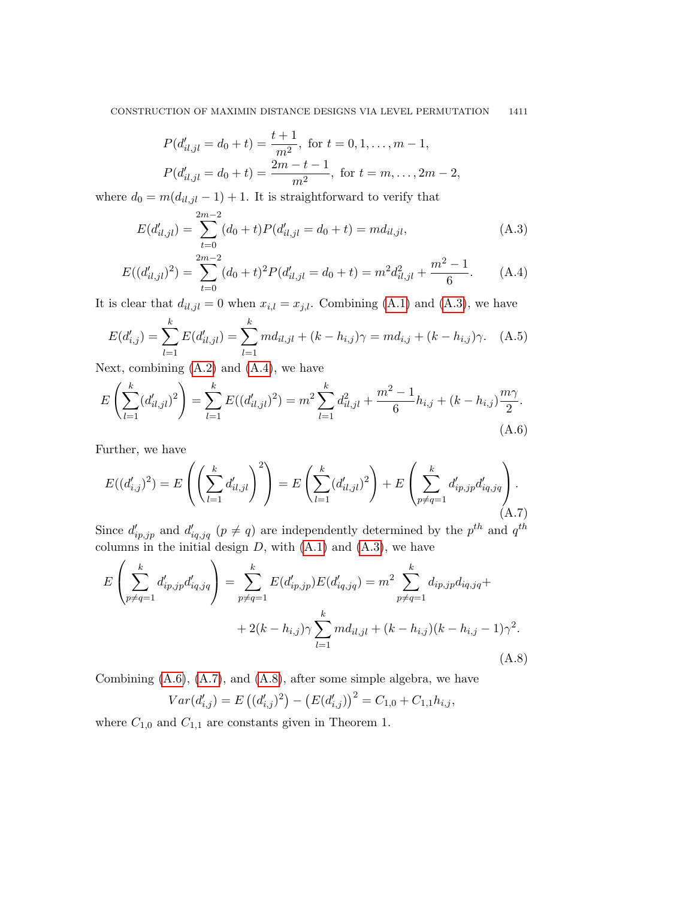$$P(d'_{il,jl} = d_0 + t) = \frac{t+1}{m^2}, \text{ for } t = 0, 1, \ldots, m-1,$$

$$P(d'_{il,jl} = d_0 + t) = \frac{2m-t-1}{m^2}, \text{ for } t = m, \ldots, 2m-2,$$

where $d_0 = m(d_{il,jl} - 1) + 1$. It is straightforward to verify that

$$E(d'_{il,jl}) = \sum_{t=0}^{2m-2} (d_0 + t) P(d'_{il,jl} = d_0 + t) = m d_{il,jl}, \tag{A.3}$$

$$E((d'_{il,jl})^2) = \sum_{t=0}^{2m-2} (d_0 + t)^2 P(d'_{il,jl} = d_0 + t) = m^2 d^2_{il,jl} + \frac{m^2 - 1}{6}. \tag{A.4}$$

It is clear that $d_{il,jl} = 0$ when $x_{i,l} = x_{j,l}$. Combining (A.1) and (A.3), we have

$$E(d'_{i,j}) = \sum_{l=1}^{k} E(d'_{il,jl}) = \sum_{l=1}^{k} m d_{il,jl} + (k - h_{i,j})\gamma = m d_{i,j} + (k - h_{i,j})\gamma. \tag{A.5}$$

Next, combining (A.2) and (A.4), we have

$$E\left(\sum_{l=1}^{k} (d'_{il,jl})^2\right) = \sum_{l=1}^{k} E((d'_{il,jl})^2) = m^2 \sum_{l=1}^{k} d^2_{il,jl} + \frac{m^2-1}{6} h_{i,j} + (k - h_{i,j}) \frac{m\gamma}{2}. \tag{A.6}$$

Further, we have

$$E((d'_{i,j})^2) = E\left(\left(\sum_{l=1}^{k} d'_{il,jl}\right)^2\right) = E\left(\sum_{l=1}^{k} (d'_{il,jl})^2\right) + E\left(\sum_{p \neq q = 1}^{k} d'_{ip,jp} d'_{iq,jq}\right). \tag{A.7}$$

Since $d'_{ip,jp}$ and $d'_{iq,jq}$ $(p \neq q)$ are independently determined by the $p^{th}$ and $q^{th}$ columns in the initial design $D$, with (A.1) and (A.3), we have

$$\begin{aligned} E\left(\sum_{p \neq q = 1}^{k} d'_{ip,jp} d'_{iq,jq}\right) &= \sum_{p \neq q = 1}^{k} E(d'_{ip,jp}) E(d'_{iq,jq}) = m^2 \sum_{p \neq q = 1}^{k} d_{ip,jp} d_{iq,jq} + \\ &\quad + 2(k - h_{i,j})\gamma \sum_{l=1}^{k} m d_{il,jl} + (k - h_{i,j})(k - h_{i,j} - 1)\gamma^2. \end{aligned} \tag{A.8}$$

Combining (A.6), (A.7), and (A.8), after some simple algebra, we have

$$Var(d'_{i,j}) = E\left((d'_{i,j})^2\right) - \left(E(d'_{i,j})\right)^2 = C_{1,0} + C_{1,1} h_{i,j},$$

where $C_{1,0}$ and $C_{1,1}$ are constants given in Theorem 1.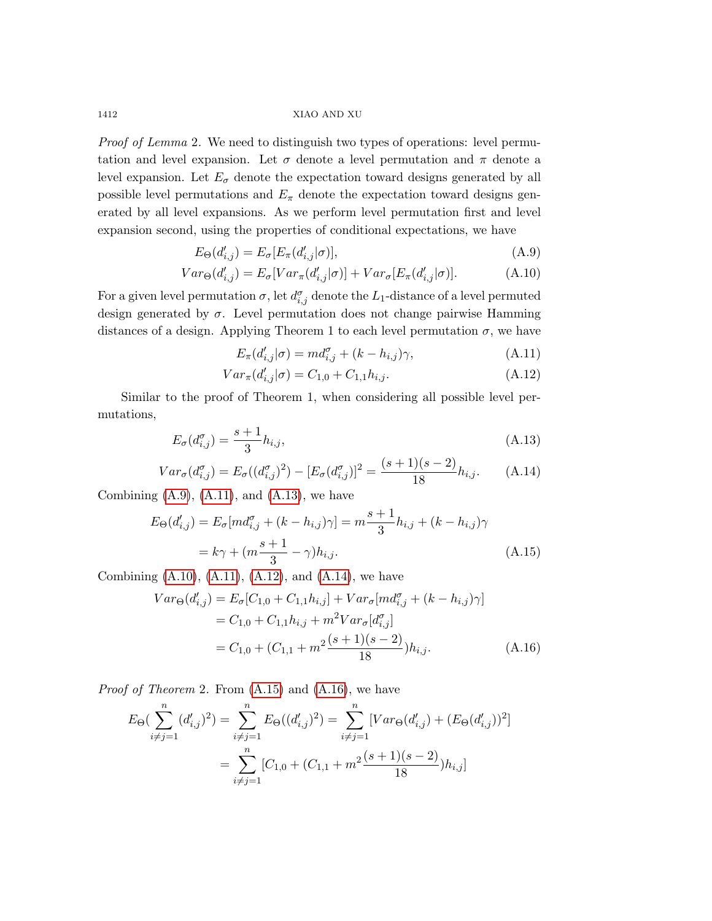*Proof of Lemma* 2. We need to distinguish two types of operations: level permutation and level expansion. Let $\sigma$ denote a level permutation and $\pi$ denote a level expansion. Let $E_\sigma$ denote the expectation toward designs generated by all possible level permutations and $E_\pi$ denote the expectation toward designs generated by all level expansions. As we perform level permutation first and level expansion second, using the properties of conditional expectations, we have

$$E_\Theta(d'_{i,j}) = E_\sigma[E_\pi(d'_{i,j}|\sigma)], \tag{A.9}$$

$$Var_\Theta(d'_{i,j}) = E_\sigma[Var_\pi(d'_{i,j}|\sigma)] + Var_\sigma[E_\pi(d'_{i,j}|\sigma)]. \tag{A.10}$$

For a given level permutation $\sigma$, let $d^\sigma_{i,j}$ denote the $L_1$-distance of a level permuted design generated by $\sigma$. Level permutation does not change pairwise Hamming distances of a design. Applying Theorem 1 to each level permutation $\sigma$, we have

$$E_\pi(d'_{i,j}|\sigma) = md^\sigma_{i,j} + (k - h_{i,j})\gamma, \tag{A.11}$$

$$Var_\pi(d'_{i,j}|\sigma) = C_{1,0} + C_{1,1}h_{i,j}. \tag{A.12}$$

Similar to the proof of Theorem 1, when considering all possible level permutations,

$$E_\sigma(d^\sigma_{i,j}) = \frac{s+1}{3}h_{i,j}, \tag{A.13}$$

$$Var_\sigma(d^\sigma_{i,j}) = E_\sigma((d^\sigma_{i,j})^2) - [E_\sigma(d^\sigma_{i,j})]^2 = \frac{(s+1)(s-2)}{18}h_{i,j}. \tag{A.14}$$

Combining (A.9), (A.11), and (A.13), we have

$$\begin{aligned}
E_\Theta(d'_{i,j}) &= E_\sigma[md^\sigma_{i,j} + (k - h_{i,j})\gamma] = m\frac{s+1}{3}h_{i,j} + (k - h_{i,j})\gamma \\
&= k\gamma + (m\frac{s+1}{3} - \gamma)h_{i,j}.
\end{aligned} \tag{A.15}$$

Combining (A.10), (A.11), (A.12), and (A.14), we have

$$\begin{aligned}
Var_\Theta(d'_{i,j}) &= E_\sigma[C_{1,0} + C_{1,1}h_{i,j}] + Var_\sigma[md^\sigma_{i,j} + (k - h_{i,j})\gamma] \\
&= C_{1,0} + C_{1,1}h_{i,j} + m^2 Var_\sigma[d^\sigma_{i,j}] \\
&= C_{1,0} + (C_{1,1} + m^2\frac{(s+1)(s-2)}{18})h_{i,j}.
\end{aligned} \tag{A.16}$$

*Proof of Theorem* 2. From (A.15) and (A.16), we have

$$\begin{aligned}
E_\Theta(\sum_{i \neq j = 1}^{n} (d'_{i,j})^2) &= \sum_{i \neq j = 1}^{n} E_\Theta((d'_{i,j})^2) = \sum_{i \neq j = 1}^{n} [Var_\Theta(d'_{i,j}) + (E_\Theta(d'_{i,j}))^2] \\
&= \sum_{i \neq j = 1}^{n} [C_{1,0} + (C_{1,1} + m^2\frac{(s+1)(s-2)}{18})h_{i,j}]
\end{aligned}$$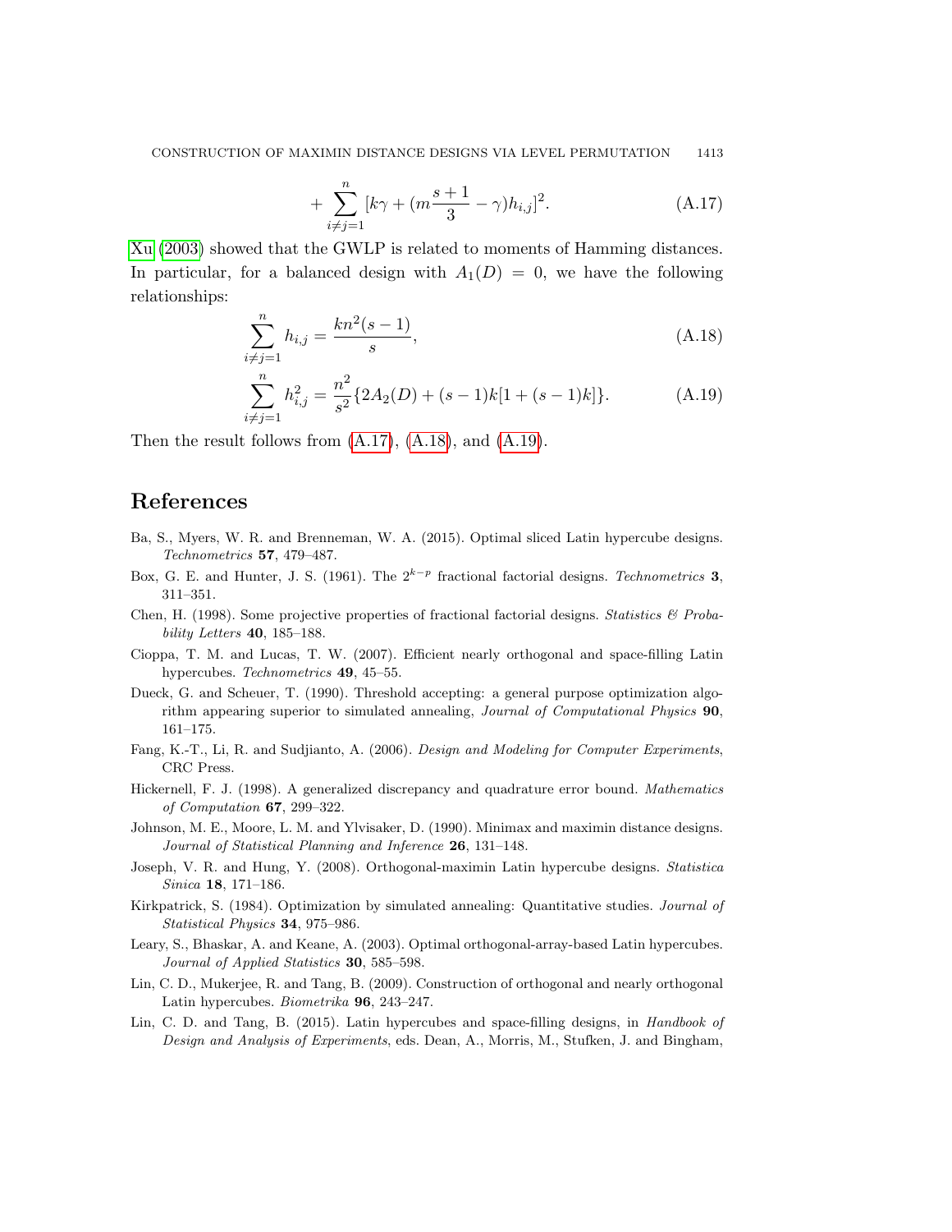$$+\sum_{i\neq j=1}^{n}[k\gamma+(m\frac{s+1}{3}-\gamma)h_{i,j}]^2. \tag{A.17}$$

Xu (2003) showed that the GWLP is related to moments of Hamming distances. In particular, for a balanced design with $A_1(D)=0$, we have the following relationships:

$$\sum_{i\neq j=1}^{n} h_{i,j}=\frac{kn^2(s-1)}{s}, \tag{A.18}$$

$$\sum_{i\neq j=1}^{n} h_{i,j}^2=\frac{n^2}{s^2}\{2A_2(D)+(s-1)k[1+(s-1)k]\}. \tag{A.19}$$

Then the result follows from (A.17), (A.18), and (A.19).

# References

Ba, S., Myers, W. R. and Brenneman, W. A. (2015). Optimal sliced Latin hypercube designs. *Technometrics* **57**, 479–487.

Box, G. E. and Hunter, J. S. (1961). The $2^{k-p}$ fractional factorial designs. *Technometrics* **3**, 311–351.

Chen, H. (1998). Some projective properties of fractional factorial designs. *Statistics & Probability Letters* **40**, 185–188.

Cioppa, T. M. and Lucas, T. W. (2007). Efficient nearly orthogonal and space-filling Latin hypercubes. *Technometrics* **49**, 45–55.

Dueck, G. and Scheuer, T. (1990). Threshold accepting: a general purpose optimization algorithm appearing superior to simulated annealing, *Journal of Computational Physics* **90**, 161–175.

Fang, K.-T., Li, R. and Sudjianto, A. (2006). *Design and Modeling for Computer Experiments*, CRC Press.

Hickernell, F. J. (1998). A generalized discrepancy and quadrature error bound. *Mathematics of Computation* **67**, 299–322.

Johnson, M. E., Moore, L. M. and Ylvisaker, D. (1990). Minimax and maximin distance designs. *Journal of Statistical Planning and Inference* **26**, 131–148.

Joseph, V. R. and Hung, Y. (2008). Orthogonal-maximin Latin hypercube designs. *Statistica Sinica* **18**, 171–186.

Kirkpatrick, S. (1984). Optimization by simulated annealing: Quantitative studies. *Journal of Statistical Physics* **34**, 975–986.

Leary, S., Bhaskar, A. and Keane, A. (2003). Optimal orthogonal-array-based Latin hypercubes. *Journal of Applied Statistics* **30**, 585–598.

Lin, C. D., Mukerjee, R. and Tang, B. (2009). Construction of orthogonal and nearly orthogonal Latin hypercubes. *Biometrika* **96**, 243–247.

Lin, C. D. and Tang, B. (2015). Latin hypercubes and space-filling designs, in *Handbook of Design and Analysis of Experiments*, eds. Dean, A., Morris, M., Stufken, J. and Bingham,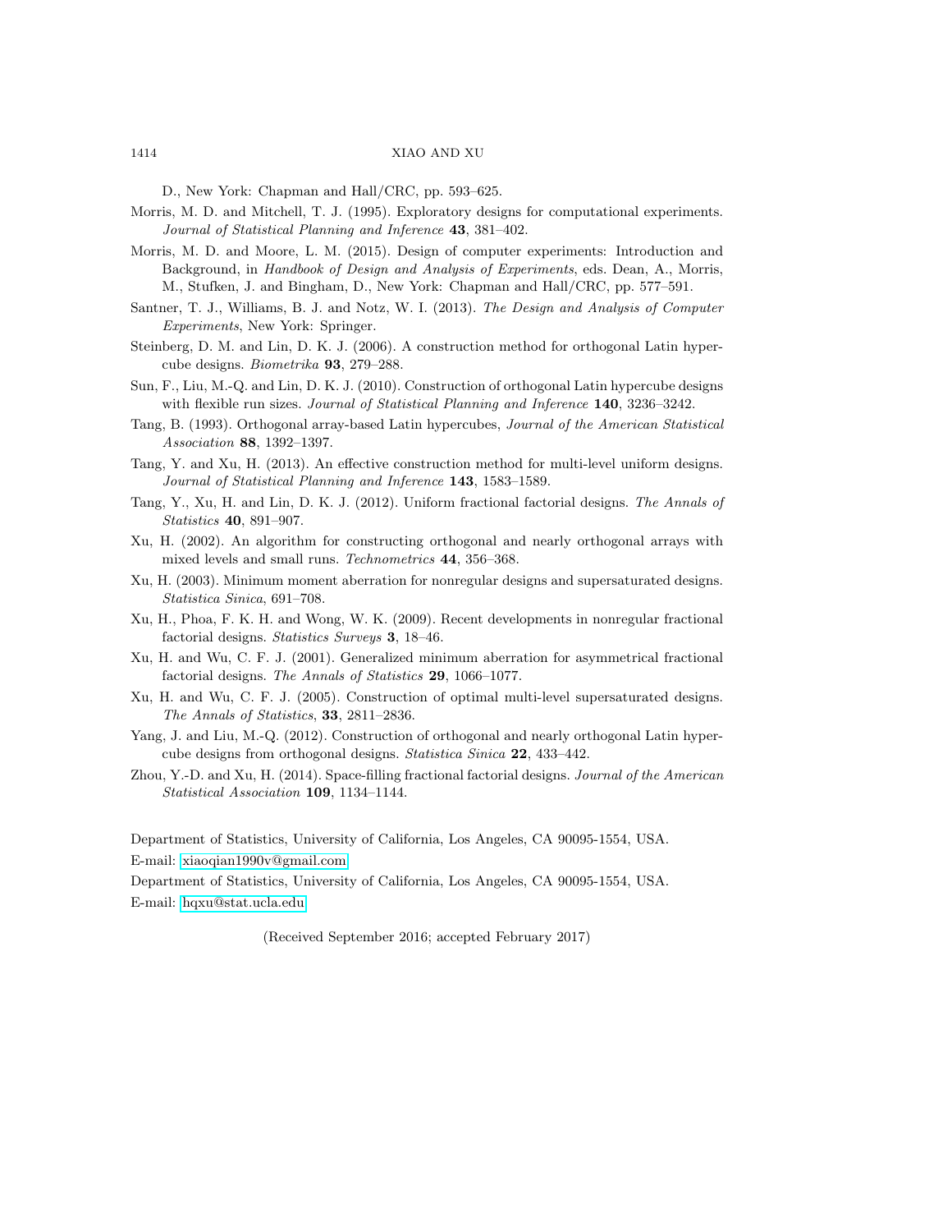D., New York: Chapman and Hall/CRC, pp. 593–625.

Morris, M. D. and Mitchell, T. J. (1995). Exploratory designs for computational experiments. *Journal of Statistical Planning and Inference* **43**, 381–402.

Morris, M. D. and Moore, L. M. (2015). Design of computer experiments: Introduction and Background, in *Handbook of Design and Analysis of Experiments*, eds. Dean, A., Morris, M., Stufken, J. and Bingham, D., New York: Chapman and Hall/CRC, pp. 577–591.

Santner, T. J., Williams, B. J. and Notz, W. I. (2013). *The Design and Analysis of Computer Experiments*, New York: Springer.

Steinberg, D. M. and Lin, D. K. J. (2006). A construction method for orthogonal Latin hypercube designs. *Biometrika* **93**, 279–288.

Sun, F., Liu, M.-Q. and Lin, D. K. J. (2010). Construction of orthogonal Latin hypercube designs with flexible run sizes. *Journal of Statistical Planning and Inference* **140**, 3236–3242.

Tang, B. (1993). Orthogonal array-based Latin hypercubes, *Journal of the American Statistical Association* **88**, 1392–1397.

Tang, Y. and Xu, H. (2013). An effective construction method for multi-level uniform designs. *Journal of Statistical Planning and Inference* **143**, 1583–1589.

Tang, Y., Xu, H. and Lin, D. K. J. (2012). Uniform fractional factorial designs. *The Annals of Statistics* **40**, 891–907.

Xu, H. (2002). An algorithm for constructing orthogonal and nearly orthogonal arrays with mixed levels and small runs. *Technometrics* **44**, 356–368.

Xu, H. (2003). Minimum moment aberration for nonregular designs and supersaturated designs. *Statistica Sinica*, 691–708.

Xu, H., Phoa, F. K. H. and Wong, W. K. (2009). Recent developments in nonregular fractional factorial designs. *Statistics Surveys* **3**, 18–46.

Xu, H. and Wu, C. F. J. (2001). Generalized minimum aberration for asymmetrical fractional factorial designs. *The Annals of Statistics* **29**, 1066–1077.

Xu, H. and Wu, C. F. J. (2005). Construction of optimal multi-level supersaturated designs. *The Annals of Statistics*, **33**, 2811–2836.

Yang, J. and Liu, M.-Q. (2012). Construction of orthogonal and nearly orthogonal Latin hypercube designs from orthogonal designs. *Statistica Sinica* **22**, 433–442.

Zhou, Y.-D. and Xu, H. (2014). Space-filling fractional factorial designs. *Journal of the American Statistical Association* **109**, 1134–1144.

Department of Statistics, University of California, Los Angeles, CA 90095-1554, USA.

E-mail: xiaoqian1990v@gmail.com

Department of Statistics, University of California, Los Angeles, CA 90095-1554, USA.

E-mail: hqxu@stat.ucla.edu

(Received September 2016; accepted February 2017)